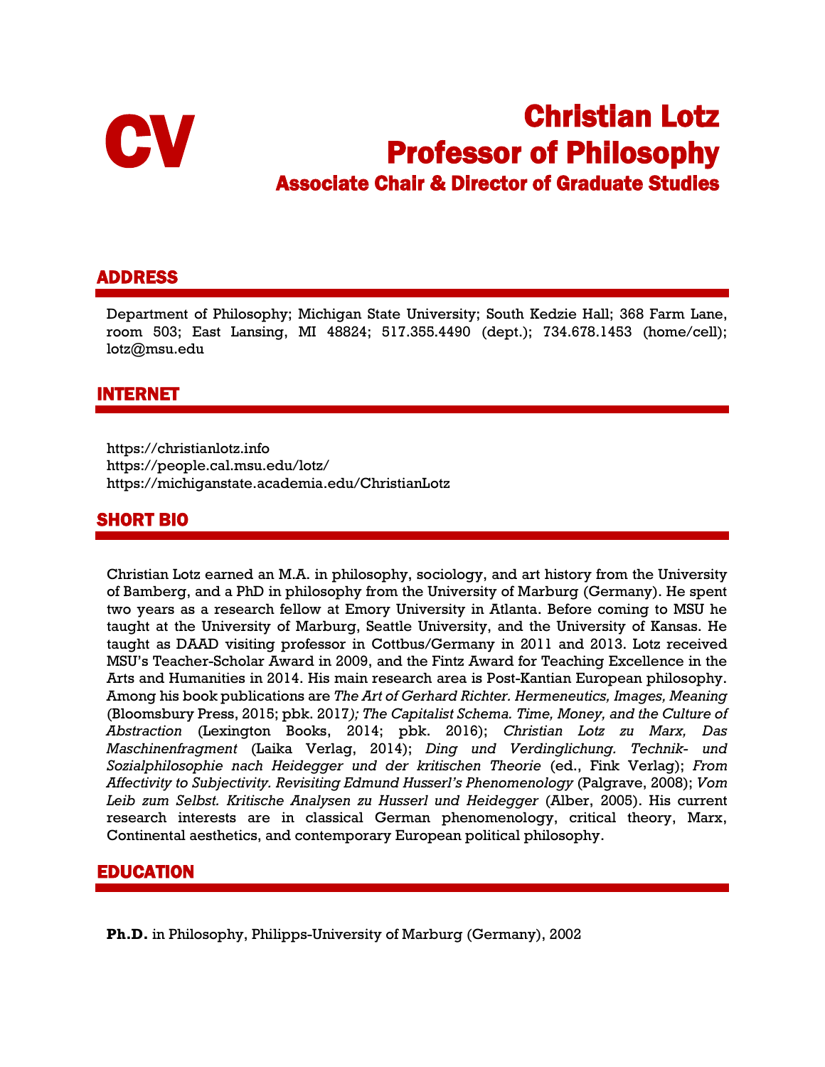# CV

# Christian Lotz
## Professor of Philosophy
### Associate Chair & Director of Graduate Studies

## ADDRESS

Department of Philosophy; Michigan State University; South Kedzie Hall; 368 Farm Lane, room 503; East Lansing, MI 48824; 517.355.4490 (dept.); 734.678.1453 (home/cell); lotz@msu.edu

## INTERNET

https://christianlotz.info
https://people.cal.msu.edu/lotz/
https://michiganstate.academia.edu/ChristianLotz

## SHORT BIO

Christian Lotz earned an M.A. in philosophy, sociology, and art history from the University of Bamberg, and a PhD in philosophy from the University of Marburg (Germany). He spent two years as a research fellow at Emory University in Atlanta. Before coming to MSU he taught at the University of Marburg, Seattle University, and the University of Kansas. He taught as DAAD visiting professor in Cottbus/Germany in 2011 and 2013. Lotz received MSU's Teacher-Scholar Award in 2009, and the Fintz Award for Teaching Excellence in the Arts and Humanities in 2014. His main research area is Post-Kantian European philosophy. Among his book publications are *The Art of Gerhard Richter. Hermeneutics, Images, Meaning* (Bloomsbury Press, 2015; pbk. 2017*); The Capitalist Schema. Time, Money, and the Culture of Abstraction* (Lexington Books, 2014; pbk. 2016); *Christian Lotz zu Marx, Das Maschinenfragment* (Laika Verlag, 2014); *Ding und Verdinglichung. Technik- und Sozialphilosophie nach Heidegger und der kritischen Theorie* (ed., Fink Verlag); *From Affectivity to Subjectivity. Revisiting Edmund Husserl's Phenomenology* (Palgrave, 2008); *Vom Leib zum Selbst. Kritische Analysen zu Husserl und Heidegger* (Alber, 2005). His current research interests are in classical German phenomenology, critical theory, Marx, Continental aesthetics, and contemporary European political philosophy.

## EDUCATION

**Ph.D.** in Philosophy, Philipps-University of Marburg (Germany), 2002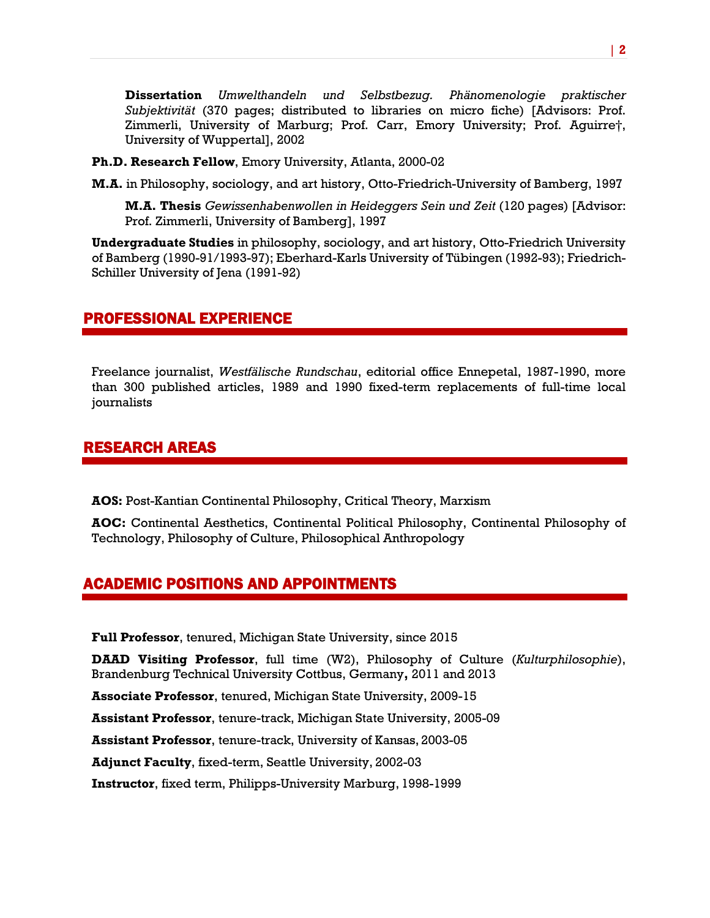**Dissertation** *Umwelthandeln und Selbstbezug. Phänomenologie praktischer Subjektivität* (370 pages; distributed to libraries on micro fiche) [Advisors: Prof. Zimmerli, University of Marburg; Prof. Carr, Emory University; Prof. Aguirre†, University of Wuppertal], 2002

**Ph.D. Research Fellow**, Emory University, Atlanta, 2000-02

**M.A.** in Philosophy, sociology, and art history, Otto-Friedrich-University of Bamberg, 1997

**M.A. Thesis** *Gewissenhabenwollen in Heideggers Sein und Zeit* (120 pages) [Advisor: Prof. Zimmerli, University of Bamberg], 1997

**Undergraduate Studies** in philosophy, sociology, and art history, Otto-Friedrich University of Bamberg (1990-91/1993-97); Eberhard-Karls University of Tübingen (1992-93); Friedrich-Schiller University of Jena (1991-92)

## PROFESSIONAL EXPERIENCE

Freelance journalist, *Westfälische Rundschau*, editorial office Ennepetal, 1987-1990, more than 300 published articles, 1989 and 1990 fixed-term replacements of full-time local journalists

## RESEARCH AREAS

**AOS:** Post-Kantian Continental Philosophy, Critical Theory, Marxism

**AOC:** Continental Aesthetics, Continental Political Philosophy, Continental Philosophy of Technology, Philosophy of Culture, Philosophical Anthropology

## ACADEMIC POSITIONS AND APPOINTMENTS

**Full Professor**, tenured, Michigan State University, since 2015

**DAAD Visiting Professor**, full time (W2), Philosophy of Culture (*Kulturphilosophie*), Brandenburg Technical University Cottbus, Germany**,** 2011 and 2013

**Associate Professor**, tenured, Michigan State University, 2009-15

**Assistant Professor**, tenure-track, Michigan State University, 2005-09

**Assistant Professor**, tenure-track, University of Kansas, 2003-05

**Adjunct Faculty**, fixed-term, Seattle University, 2002-03

**Instructor**, fixed term, Philipps-University Marburg, 1998-1999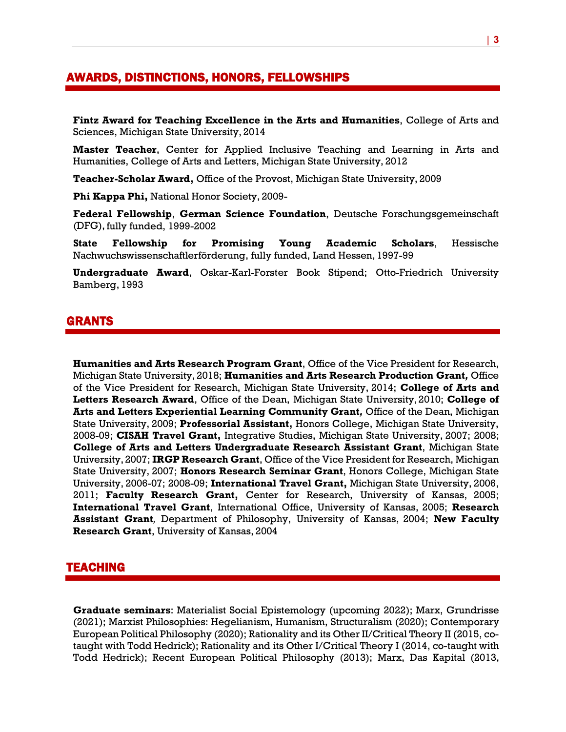## AWARDS, DISTINCTIONS, HONORS, FELLOWSHIPS

**Fintz Award for Teaching Excellence in the Arts and Humanities**, College of Arts and Sciences, Michigan State University, 2014

**Master Teacher**, Center for Applied Inclusive Teaching and Learning in Arts and Humanities, College of Arts and Letters, Michigan State University, 2012

**Teacher-Scholar Award,** Office of the Provost, Michigan State University, 2009

**Phi Kappa Phi,** National Honor Society, 2009-

**Federal Fellowship**, **German Science Foundation**, Deutsche Forschungsgemeinschaft (DFG), fully funded, 1999-2002

**State Fellowship for Promising Young Academic Scholars**, Hessische Nachwuchswissenschaftlerförderung, fully funded, Land Hessen, 1997-99

**Undergraduate Award**, Oskar-Karl-Forster Book Stipend; Otto-Friedrich University Bamberg, 1993

## GRANTS

**Humanities and Arts Research Program Grant**, Office of the Vice President for Research, Michigan State University, 2018; **Humanities and Arts Research Production Grant***,* Office of the Vice President for Research, Michigan State University, 2014; **College of Arts and Letters Research Award**, Office of the Dean, Michigan State University, 2010; **College of Arts and Letters Experiential Learning Community Grant***,* Office of the Dean, Michigan State University, 2009; **Professorial Assistant,** Honors College, Michigan State University, 2008-09; **CISAH Travel Grant,** Integrative Studies, Michigan State University, 2007; 2008; **College of Arts and Letters Undergraduate Research Assistant Grant**, Michigan State University, 2007; **IRGP Research Grant**, Office of the Vice President for Research, Michigan State University, 2007; **Honors Research Seminar Grant**, Honors College, Michigan State University, 2006-07; 2008-09; **International Travel Grant,** Michigan State University, 2006, 2011; **Faculty Research Grant,** Center for Research, University of Kansas, 2005; **International Travel Grant**, International Office, University of Kansas, 2005; **Research Assistant Grant***,* Department of Philosophy, University of Kansas, 2004; **New Faculty Research Grant**, University of Kansas, 2004

## TEACHING

**Graduate seminars**: Materialist Social Epistemology (upcoming 2022); Marx, Grundrisse (2021); Marxist Philosophies: Hegelianism, Humanism, Structuralism (2020); Contemporary European Political Philosophy (2020); Rationality and its Other II/Critical Theory II (2015, co-taught with Todd Hedrick); Rationality and its Other I/Critical Theory I (2014, co-taught with Todd Hedrick); Recent European Political Philosophy (2013); Marx, Das Kapital (2013,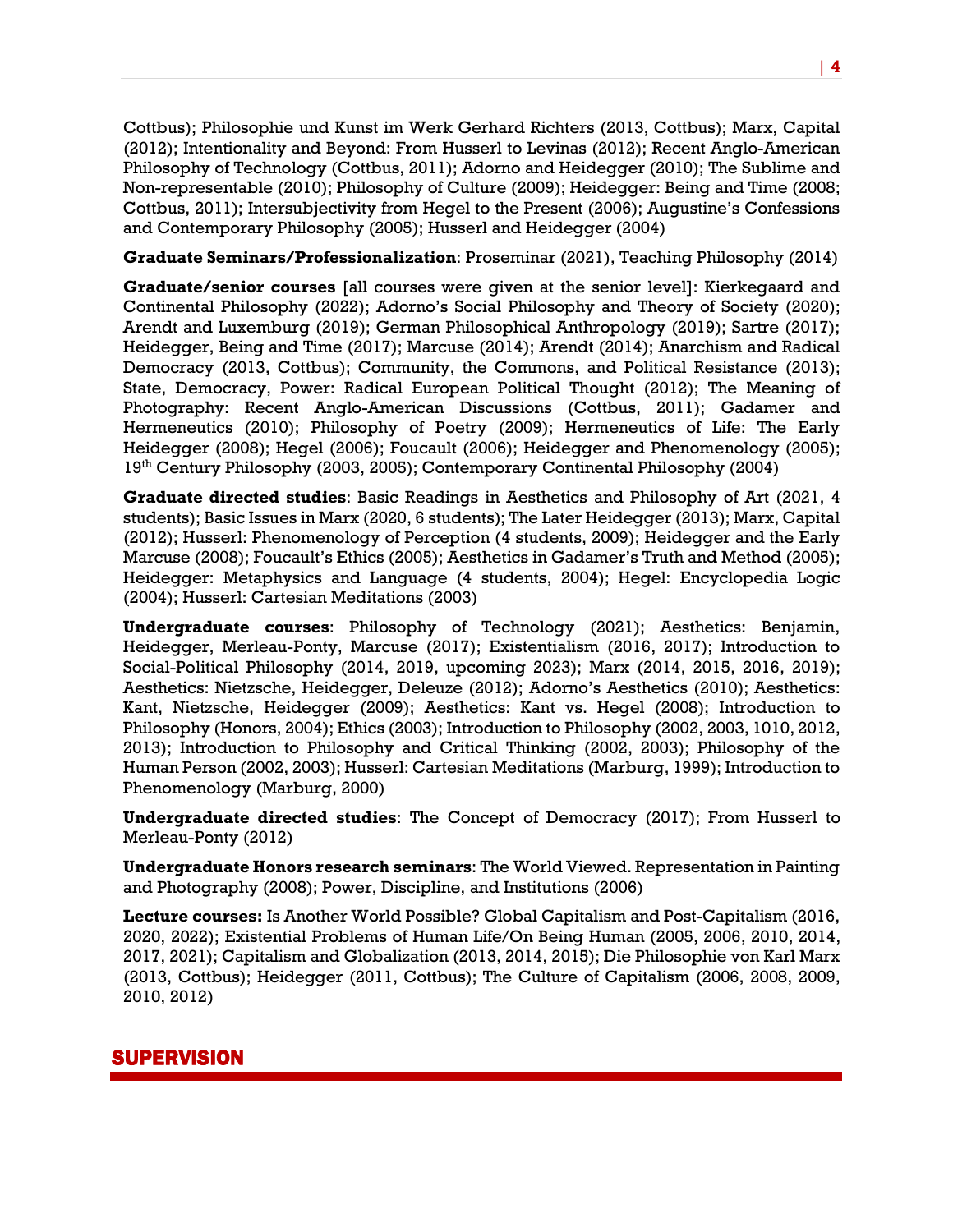Cottbus); Philosophie und Kunst im Werk Gerhard Richters (2013, Cottbus); Marx, Capital (2012); Intentionality and Beyond: From Husserl to Levinas (2012); Recent Anglo-American Philosophy of Technology (Cottbus, 2011); Adorno and Heidegger (2010); The Sublime and Non-representable (2010); Philosophy of Culture (2009); Heidegger: Being and Time (2008; Cottbus, 2011); Intersubjectivity from Hegel to the Present (2006); Augustine's Confessions and Contemporary Philosophy (2005); Husserl and Heidegger (2004)

**Graduate Seminars/Professionalization**: Proseminar (2021), Teaching Philosophy (2014)

**Graduate/senior courses** [all courses were given at the senior level]: Kierkegaard and Continental Philosophy (2022); Adorno's Social Philosophy and Theory of Society (2020); Arendt and Luxemburg (2019); German Philosophical Anthropology (2019); Sartre (2017); Heidegger, Being and Time (2017); Marcuse (2014); Arendt (2014); Anarchism and Radical Democracy (2013, Cottbus); Community, the Commons, and Political Resistance (2013); State, Democracy, Power: Radical European Political Thought (2012); The Meaning of Photography: Recent Anglo-American Discussions (Cottbus, 2011); Gadamer and Hermeneutics (2010); Philosophy of Poetry (2009); Hermeneutics of Life: The Early Heidegger (2008); Hegel (2006); Foucault (2006); Heidegger and Phenomenology (2005); 19th Century Philosophy (2003, 2005); Contemporary Continental Philosophy (2004)

**Graduate directed studies**: Basic Readings in Aesthetics and Philosophy of Art (2021, 4 students); Basic Issues in Marx (2020, 6 students); The Later Heidegger (2013); Marx, Capital (2012); Husserl: Phenomenology of Perception (4 students, 2009); Heidegger and the Early Marcuse (2008); Foucault's Ethics (2005); Aesthetics in Gadamer's Truth and Method (2005); Heidegger: Metaphysics and Language (4 students, 2004); Hegel: Encyclopedia Logic (2004); Husserl: Cartesian Meditations (2003)

**Undergraduate courses**: Philosophy of Technology (2021); Aesthetics: Benjamin, Heidegger, Merleau-Ponty, Marcuse (2017); Existentialism (2016, 2017); Introduction to Social-Political Philosophy (2014, 2019, upcoming 2023); Marx (2014, 2015, 2016, 2019); Aesthetics: Nietzsche, Heidegger, Deleuze (2012); Adorno's Aesthetics (2010); Aesthetics: Kant, Nietzsche, Heidegger (2009); Aesthetics: Kant vs. Hegel (2008); Introduction to Philosophy (Honors, 2004); Ethics (2003); Introduction to Philosophy (2002, 2003, 1010, 2012, 2013); Introduction to Philosophy and Critical Thinking (2002, 2003); Philosophy of the Human Person (2002, 2003); Husserl: Cartesian Meditations (Marburg, 1999); Introduction to Phenomenology (Marburg, 2000)

**Undergraduate directed studies**: The Concept of Democracy (2017); From Husserl to Merleau-Ponty (2012)

**Undergraduate Honors research seminars**: The World Viewed. Representation in Painting and Photography (2008); Power, Discipline, and Institutions (2006)

**Lecture courses:** Is Another World Possible? Global Capitalism and Post-Capitalism (2016, 2020, 2022); Existential Problems of Human Life/On Being Human (2005, 2006, 2010, 2014, 2017, 2021); Capitalism and Globalization (2013, 2014, 2015); Die Philosophie von Karl Marx (2013, Cottbus); Heidegger (2011, Cottbus); The Culture of Capitalism (2006, 2008, 2009, 2010, 2012)

## SUPERVISION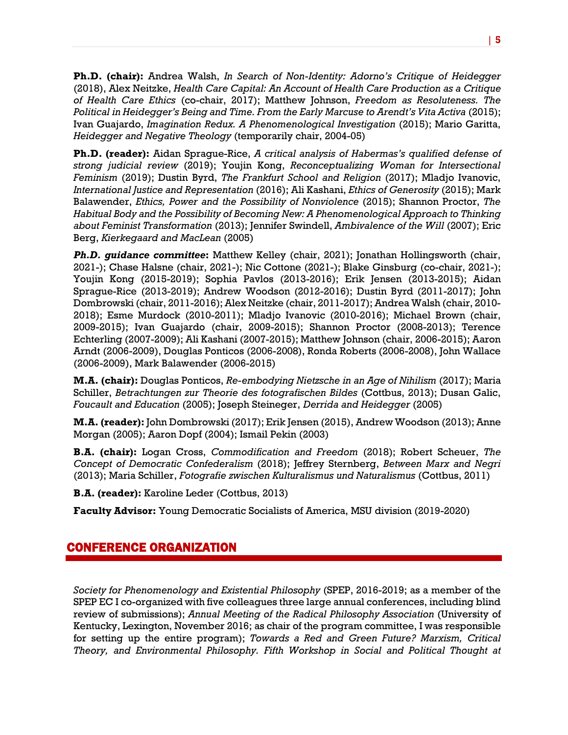**Ph.D. (chair):** Andrea Walsh, *In Search of Non-Identity: Adorno's Critique of Heidegger* (2018), Alex Neitzke, *Health Care Capital: An Account of Health Care Production as a Critique of Health Care Ethics* (co-chair, 2017); Matthew Johnson, *Freedom as Resoluteness. The Political in Heidegger's Being and Time. From the Early Marcuse to Arendt's Vita Activa* (2015); Ivan Guajardo, *Imagination Redux. A Phenomenological Investigation* (2015); Mario Garitta, *Heidegger and Negative Theology* (temporarily chair, 2004-05)

**Ph.D. (reader):** Aidan Sprague-Rice, *A critical analysis of Habermas's qualified defense of strong judicial review* (2019); Youjin Kong, *Reconceptualizing Woman for Intersectional Feminism* (2019); Dustin Byrd, *The Frankfurt School and Religion* (2017); Mladjo Ivanovic, *International Justice and Representation* (2016); Ali Kashani, *Ethics of Generosity* (2015); Mark Balawender, *Ethics, Power and the Possibility of Nonviolence* (2015); Shannon Proctor, *The Habitual Body and the Possibility of Becoming New: A Phenomenological Approach to Thinking about Feminist Transformation* (2013); Jennifer Swindell, *Ambivalence of the Will* (2007); Eric Berg, *Kierkegaard and MacLean* (2005)

***Ph.D. guidance committee*:** Matthew Kelley (chair, 2021); Jonathan Hollingsworth (chair, 2021-); Chase Halsne (chair, 2021-); Nic Cottone (2021-); Blake Ginsburg (co-chair, 2021-); Youjin Kong (2015-2019); Sophia Pavlos (2013-2016); Erik Jensen (2013-2015); Aidan Sprague-Rice (2013-2019); Andrew Woodson (2012-2016); Dustin Byrd (2011-2017); John Dombrowski (chair, 2011-2016); Alex Neitzke (chair, 2011-2017); Andrea Walsh (chair, 2010-2018); Esme Murdock (2010-2011); Mladjo Ivanovic (2010-2016); Michael Brown (chair, 2009-2015); Ivan Guajardo (chair, 2009-2015); Shannon Proctor (2008-2013); Terence Echterling (2007-2009); Ali Kashani (2007-2015); Matthew Johnson (chair, 2006-2015); Aaron Arndt (2006-2009), Douglas Ponticos (2006-2008), Ronda Roberts (2006-2008), John Wallace (2006-2009), Mark Balawender (2006-2015)

**M.A. (chair):** Douglas Ponticos, *Re-embodying Nietzsche in an Age of Nihilism* (2017); Maria Schiller, *Betrachtungen zur Theorie des fotografischen Bildes* (Cottbus, 2013); Dusan Galic, *Foucault and Education* (2005); Joseph Steineger, *Derrida and Heidegger* (2005)

**M.A. (reader):** John Dombrowski (2017); Erik Jensen (2015), Andrew Woodson (2013); Anne Morgan (2005); Aaron Dopf (2004); Ismail Pekin (2003)

**B.A. (chair):** Logan Cross, *Commodification and Freedom* (2018); Robert Scheuer, *The Concept of Democratic Confederalism* (2018); Jeffrey Sternberg, *Between Marx and Negri* (2013); Maria Schiller, *Fotografie zwischen Kulturalismus und Naturalismus* (Cottbus, 2011)

**B.A. (reader):** Karoline Leder (Cottbus, 2013)

**Faculty Advisor:** Young Democratic Socialists of America, MSU division (2019-2020)

## CONFERENCE ORGANIZATION

*Society for Phenomenology and Existential Philosophy* (SPEP, 2016-2019; as a member of the SPEP EC I co-organized with five colleagues three large annual conferences, including blind review of submissions); *Annual Meeting of the Radical Philosophy Association* (University of Kentucky, Lexington, November 2016; as chair of the program committee, I was responsible for setting up the entire program); *Towards a Red and Green Future? Marxism, Critical Theory, and Environmental Philosophy. Fifth Workshop in Social and Political Thought at*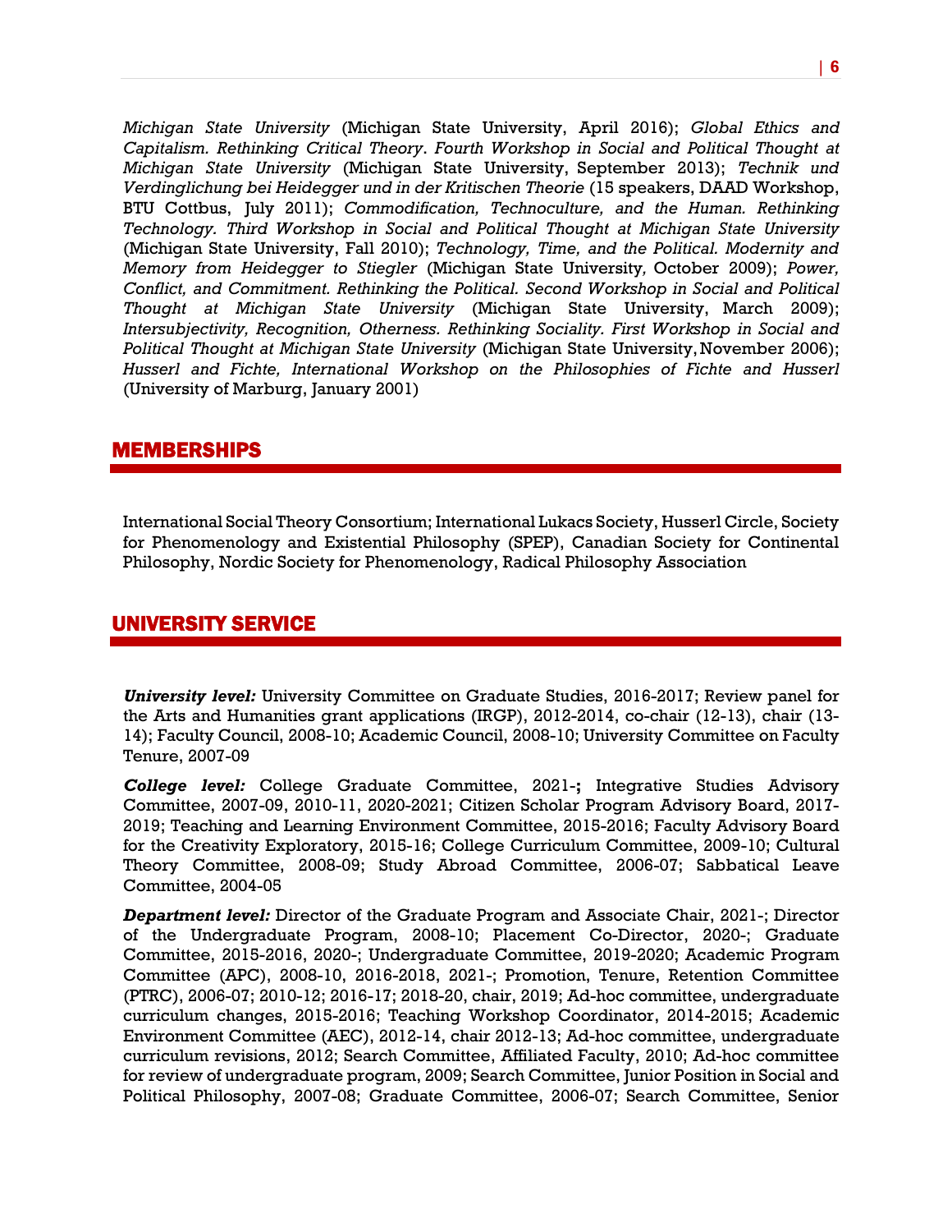*Michigan State University* (Michigan State University, April 2016); *Global Ethics and Capitalism. Rethinking Critical Theory*. *Fourth Workshop in Social and Political Thought at Michigan State University* (Michigan State University, September 2013); *Technik und Verdinglichung bei Heidegger und in der Kritischen Theorie* (15 speakers, DAAD Workshop, BTU Cottbus, July 2011); *Commodification, Technoculture, and the Human. Rethinking Technology. Third Workshop in Social and Political Thought at Michigan State University* (Michigan State University, Fall 2010); *Technology, Time, and the Political. Modernity and Memory from Heidegger to Stiegler* (Michigan State University, October 2009); *Power, Conflict, and Commitment. Rethinking the Political. Second Workshop in Social and Political Thought at Michigan State University* (Michigan State University, March 2009); *Intersubjectivity, Recognition, Otherness. Rethinking Sociality. First Workshop in Social and Political Thought at Michigan State University* (Michigan State University, November 2006); *Husserl and Fichte, International Workshop on the Philosophies of Fichte and Husserl* (University of Marburg, January 2001)

## MEMBERSHIPS

International Social Theory Consortium; International Lukacs Society, Husserl Circle, Society for Phenomenology and Existential Philosophy (SPEP), Canadian Society for Continental Philosophy, Nordic Society for Phenomenology, Radical Philosophy Association

## UNIVERSITY SERVICE

***University level:*** University Committee on Graduate Studies, 2016-2017; Review panel for the Arts and Humanities grant applications (IRGP), 2012-2014, co-chair (12-13), chair (13-14); Faculty Council, 2008-10; Academic Council, 2008-10; University Committee on Faculty Tenure, 2007-09

***College level:*** College Graduate Committee, 2021-**;** Integrative Studies Advisory Committee, 2007-09, 2010-11, 2020-2021; Citizen Scholar Program Advisory Board, 2017-2019; Teaching and Learning Environment Committee, 2015-2016; Faculty Advisory Board for the Creativity Exploratory, 2015-16; College Curriculum Committee, 2009-10; Cultural Theory Committee, 2008-09; Study Abroad Committee, 2006-07; Sabbatical Leave Committee, 2004-05

***Department level:*** Director of the Graduate Program and Associate Chair, 2021-; Director of the Undergraduate Program, 2008-10; Placement Co-Director, 2020-; Graduate Committee, 2015-2016, 2020-; Undergraduate Committee, 2019-2020; Academic Program Committee (APC), 2008-10, 2016-2018, 2021-; Promotion, Tenure, Retention Committee (PTRC), 2006-07; 2010-12; 2016-17; 2018-20, chair, 2019; Ad-hoc committee, undergraduate curriculum changes, 2015-2016; Teaching Workshop Coordinator, 2014-2015; Academic Environment Committee (AEC), 2012-14, chair 2012-13; Ad-hoc committee, undergraduate curriculum revisions, 2012; Search Committee, Affiliated Faculty, 2010; Ad-hoc committee for review of undergraduate program, 2009; Search Committee, Junior Position in Social and Political Philosophy, 2007-08; Graduate Committee, 2006-07; Search Committee, Senior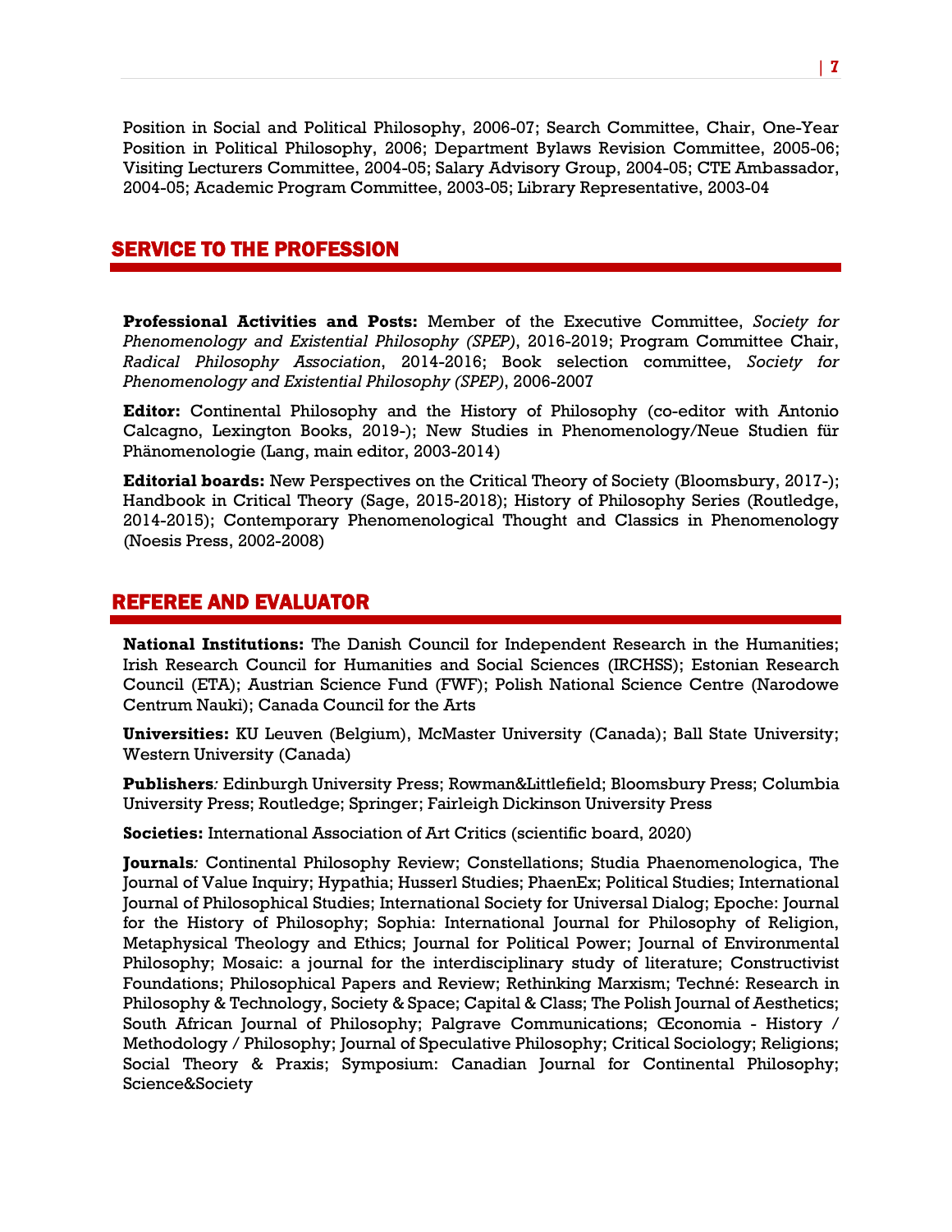Position in Social and Political Philosophy, 2006-07; Search Committee, Chair, One-Year Position in Political Philosophy, 2006; Department Bylaws Revision Committee, 2005-06; Visiting Lecturers Committee, 2004-05; Salary Advisory Group, 2004-05; CTE Ambassador, 2004-05; Academic Program Committee, 2003-05; Library Representative, 2003-04

## SERVICE TO THE PROFESSION

**Professional Activities and Posts:** Member of the Executive Committee, *Society for Phenomenology and Existential Philosophy (SPEP)*, 2016-2019; Program Committee Chair, *Radical Philosophy Association*, 2014-2016; Book selection committee, *Society for Phenomenology and Existential Philosophy (SPEP)*, 2006-2007

**Editor:** Continental Philosophy and the History of Philosophy (co-editor with Antonio Calcagno, Lexington Books, 2019-); New Studies in Phenomenology/Neue Studien für Phänomenologie (Lang, main editor, 2003-2014)

**Editorial boards:** New Perspectives on the Critical Theory of Society (Bloomsbury, 2017-); Handbook in Critical Theory (Sage, 2015-2018); History of Philosophy Series (Routledge, 2014-2015); Contemporary Phenomenological Thought and Classics in Phenomenology (Noesis Press, 2002-2008)

## REFEREE AND EVALUATOR

**National Institutions:** The Danish Council for Independent Research in the Humanities; Irish Research Council for Humanities and Social Sciences (IRCHSS); Estonian Research Council (ETA); Austrian Science Fund (FWF); Polish National Science Centre (Narodowe Centrum Nauki); Canada Council for the Arts

**Universities:** KU Leuven (Belgium), McMaster University (Canada); Ball State University; Western University (Canada)

**Publishers***:* Edinburgh University Press; Rowman&Littlefield; Bloomsbury Press; Columbia University Press; Routledge; Springer; Fairleigh Dickinson University Press

**Societies:** International Association of Art Critics (scientific board, 2020)

**Journals***:* Continental Philosophy Review; Constellations; Studia Phaenomenologica, The Journal of Value Inquiry; Hypathia; Husserl Studies; PhaenEx; Political Studies; International Journal of Philosophical Studies; International Society for Universal Dialog; Epoche: Journal for the History of Philosophy; Sophia: International Journal for Philosophy of Religion, Metaphysical Theology and Ethics; Journal for Political Power; Journal of Environmental Philosophy; Mosaic: a journal for the interdisciplinary study of literature; Constructivist Foundations; Philosophical Papers and Review; Rethinking Marxism; Techné: Research in Philosophy & Technology, Society & Space; Capital & Class; The Polish Journal of Aesthetics; South African Journal of Philosophy; Palgrave Communications; Œconomia - History / Methodology / Philosophy; Journal of Speculative Philosophy; Critical Sociology; Religions; Social Theory & Praxis; Symposium: Canadian Journal for Continental Philosophy; Science&Society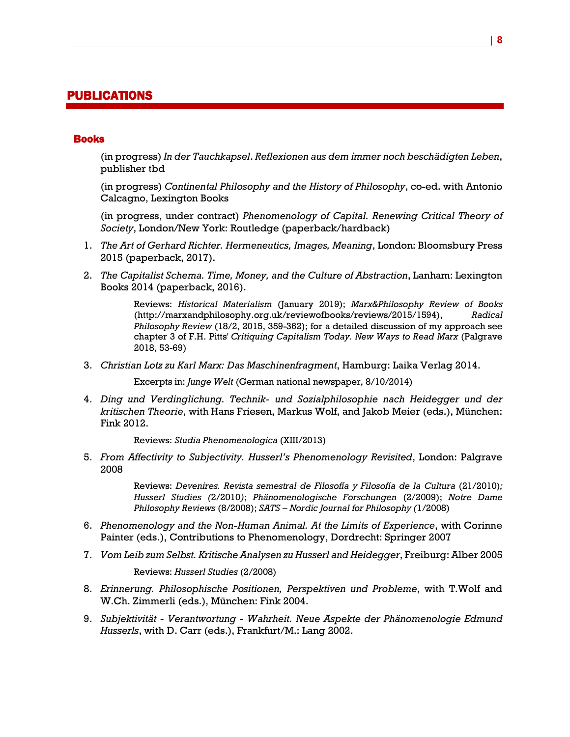# PUBLICATIONS

## Books

(in progress) *In der Tauchkapsel. Reflexionen aus dem immer noch beschädigten Leben*, publisher tbd

(in progress) *Continental Philosophy and the History of Philosophy*, co-ed. with Antonio Calcagno, Lexington Books

(in progress, under contract) *Phenomenology of Capital. Renewing Critical Theory of Society*, London/New York: Routledge (paperback/hardback)

1. *The Art of Gerhard Richter. Hermeneutics, Images, Meaning*, London: Bloomsbury Press 2015 (paperback, 2017).

2. *The Capitalist Schema. Time, Money, and the Culture of Abstraction*, Lanham: Lexington Books 2014 (paperback, 2016).

   Reviews: *Historical Materialism* (January 2019); *Marx&Philosophy Review of Books* (http://marxandphilosophy.org.uk/reviewofbooks/reviews/2015/1594), *Radical Philosophy Review* (18/2, 2015, 359-362); for a detailed discussion of my approach see chapter 3 of F.H. Pitts' *Critiquing Capitalism Today. New Ways to Read Marx* (Palgrave 2018, 53-69)

3. *Christian Lotz zu Karl Marx: Das Maschinenfragment*, Hamburg: Laika Verlag 2014.

   Excerpts in: *Junge Welt* (German national newspaper, 8/10/2014)

4. *Ding und Verdinglichung. Technik- und Sozialphilosophie nach Heidegger und der kritischen Theorie*, with Hans Friesen, Markus Wolf, and Jakob Meier (eds.), München: Fink 2012.

   Reviews: *Studia Phenomenologica* (XIII/2013)

5. *From Affectivity to Subjectivity. Husserl's Phenomenology Revisited*, London: Palgrave 2008

   Reviews: *Devenires. Revista semestral de Filosofía y Filosofía de la Cultura* (21/2010)*; Husserl Studies (*2/2010); *Phänomenologische Forschungen* (2/2009); *Notre Dame Philosophy Reviews* (8/2008); *SATS – Nordic Journal for Philosophy (*1/2008)

6. *Phenomenology and the Non-Human Animal. At the Limits of Experience*, with Corinne Painter (eds.), Contributions to Phenomenology, Dordrecht: Springer 2007

7. *Vom Leib zum Selbst. Kritische Analysen zu Husserl and Heidegger*, Freiburg: Alber 2005

   Reviews: *Husserl Studies* (2/2008)

8. *Erinnerung. Philosophische Positionen, Perspektiven und Probleme*, with T.Wolf and W.Ch. Zimmerli (eds.), München: Fink 2004.

9. *Subjektivität - Verantwortung - Wahrheit. Neue Aspekte der Phänomenologie Edmund Husserls*, with D. Carr (eds.), Frankfurt/M.: Lang 2002.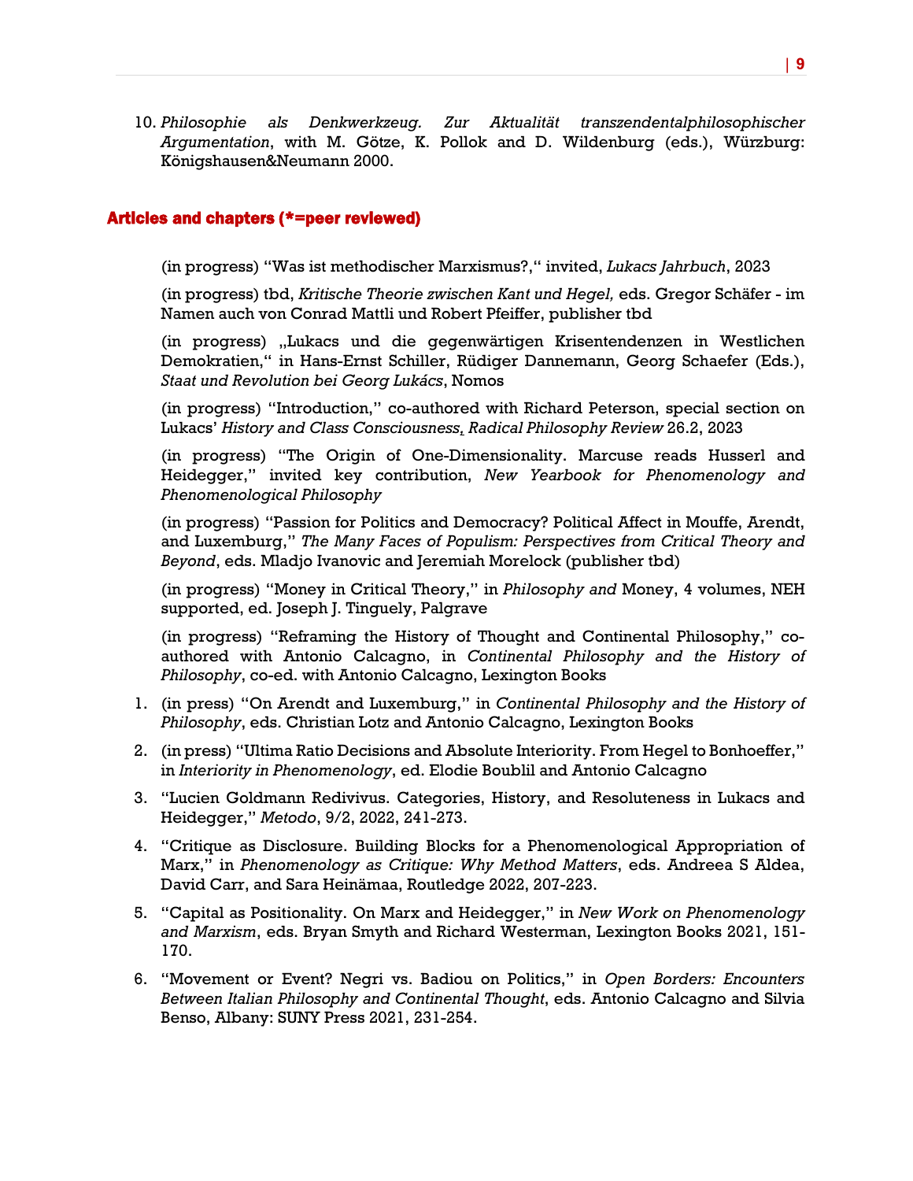10. *Philosophie als Denkwerkzeug. Zur Aktualität transzendentalphilosophischer Argumentation*, with M. Götze, K. Pollok and D. Wildenburg (eds.), Würzburg: Königshausen&Neumann 2000.

## Articles and chapters (*=peer reviewed)

(in progress) "Was ist methodischer Marxismus?," invited, *Lukacs Jahrbuch*, 2023

(in progress) tbd, *Kritische Theorie zwischen Kant und Hegel,* eds. Gregor Schäfer - im Namen auch von Conrad Mattli und Robert Pfeiffer, publisher tbd

(in progress) „Lukacs und die gegenwärtigen Krisentendenzen in Westlichen Demokratien," in Hans-Ernst Schiller, Rüdiger Dannemann, Georg Schaefer (Eds.), *Staat und Revolution bei Georg Lukács*, Nomos

(in progress) "Introduction," co-authored with Richard Peterson, special section on Lukacs' *History and Class Consciousness*, *Radical Philosophy Review* 26.2, 2023

(in progress) "The Origin of One-Dimensionality. Marcuse reads Husserl and Heidegger," invited key contribution, *New Yearbook for Phenomenology and Phenomenological Philosophy*

(in progress) "Passion for Politics and Democracy? Political Affect in Mouffe, Arendt, and Luxemburg," *The Many Faces of Populism: Perspectives from Critical Theory and Beyond*, eds. Mladjo Ivanovic and Jeremiah Morelock (publisher tbd)

(in progress) "Money in Critical Theory," in *Philosophy and* Money, 4 volumes, NEH supported, ed. Joseph J. Tinguely, Palgrave

(in progress) "Reframing the History of Thought and Continental Philosophy," co-authored with Antonio Calcagno, in *Continental Philosophy and the History of Philosophy*, co-ed. with Antonio Calcagno, Lexington Books

1. (in press) "On Arendt and Luxemburg," in *Continental Philosophy and the History of Philosophy*, eds. Christian Lotz and Antonio Calcagno, Lexington Books
2. (in press) "Ultima Ratio Decisions and Absolute Interiority. From Hegel to Bonhoeffer," in *Interiority in Phenomenology*, ed. Elodie Boublil and Antonio Calcagno
3. "Lucien Goldmann Redivivus. Categories, History, and Resoluteness in Lukacs and Heidegger," *Metodo*, 9/2, 2022, 241-273.
4. "Critique as Disclosure. Building Blocks for a Phenomenological Appropriation of Marx," in *Phenomenology as Critique: Why Method Matters*, eds. Andreea S Aldea, David Carr, and Sara Heinämaa, Routledge 2022, 207-223.
5. "Capital as Positionality. On Marx and Heidegger," in *New Work on Phenomenology and Marxism*, eds. Bryan Smyth and Richard Westerman, Lexington Books 2021, 151-170.
6. "Movement or Event? Negri vs. Badiou on Politics," in *Open Borders: Encounters Between Italian Philosophy and Continental Thought*, eds. Antonio Calcagno and Silvia Benso, Albany: SUNY Press 2021, 231-254.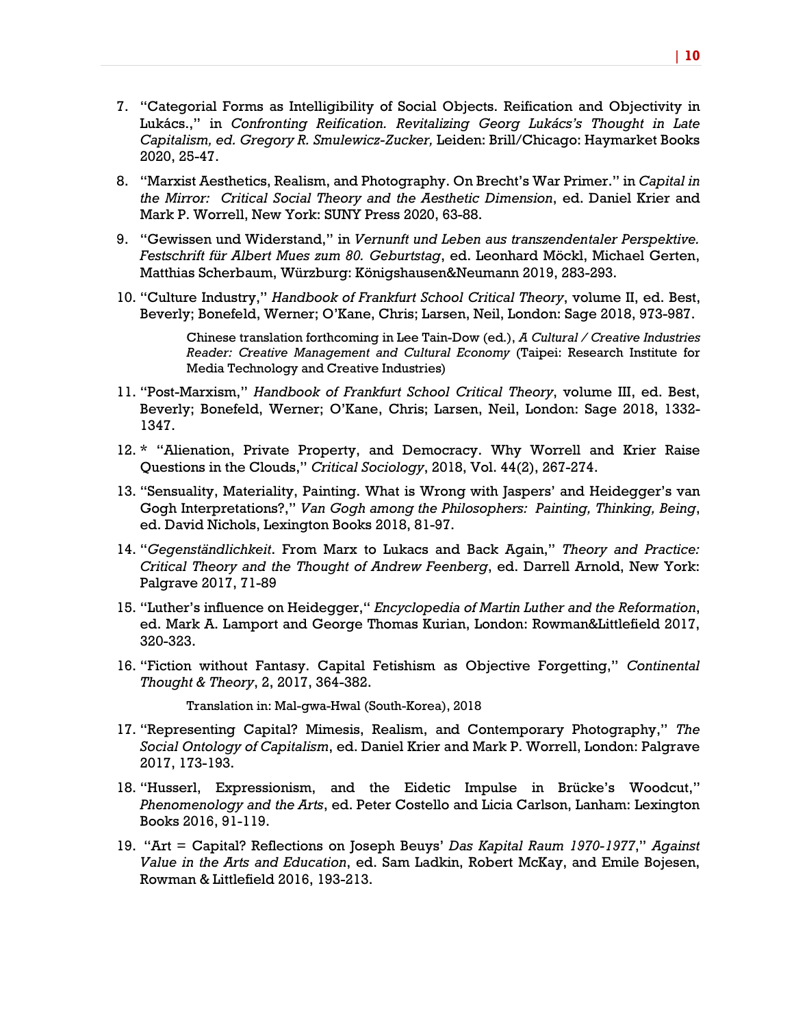7. "Categorial Forms as Intelligibility of Social Objects. Reification and Objectivity in Lukács.," in *Confronting Reification. Revitalizing Georg Lukács's Thought in Late Capitalism, ed. Gregory R. Smulewicz-Zucker,* Leiden: Brill/Chicago: Haymarket Books 2020, 25-47.

8. "Marxist Aesthetics, Realism, and Photography. On Brecht's War Primer." in *Capital in the Mirror: Critical Social Theory and the Aesthetic Dimension*, ed. Daniel Krier and Mark P. Worrell, New York: SUNY Press 2020, 63-88.

9. "Gewissen und Widerstand," in *Vernunft und Leben aus transzendentaler Perspektive. Festschrift für Albert Mues zum 80. Geburtstag*, ed. Leonhard Möckl, Michael Gerten, Matthias Scherbaum, Würzburg: Königshausen&Neumann 2019, 283-293.

10. "Culture Industry," *Handbook of Frankfurt School Critical Theory*, volume II, ed. Best, Beverly; Bonefeld, Werner; O'Kane, Chris; Larsen, Neil, London: Sage 2018, 973-987.

    Chinese translation forthcoming in Lee Tain-Dow (ed.), *A Cultural / Creative Industries Reader: Creative Management and Cultural Economy* (Taipei: Research Institute for Media Technology and Creative Industries)

11. "Post-Marxism," *Handbook of Frankfurt School Critical Theory*, volume III, ed. Best, Beverly; Bonefeld, Werner; O'Kane, Chris; Larsen, Neil, London: Sage 2018, 1332-1347.

12. * "Alienation, Private Property, and Democracy. Why Worrell and Krier Raise Questions in the Clouds," *Critical Sociology*, 2018, Vol. 44(2), 267-274.

13. "Sensuality, Materiality, Painting. What is Wrong with Jaspers' and Heidegger's van Gogh Interpretations?," *Van Gogh among the Philosophers: Painting, Thinking, Being*, ed. David Nichols, Lexington Books 2018, 81-97.

14. "*Gegenständlichkeit*. From Marx to Lukacs and Back Again," *Theory and Practice: Critical Theory and the Thought of Andrew Feenberg*, ed. Darrell Arnold, New York: Palgrave 2017, 71-89

15. "Luther's influence on Heidegger," *Encyclopedia of Martin Luther and the Reformation*, ed. Mark A. Lamport and George Thomas Kurian, London: Rowman&Littlefield 2017, 320-323.

16. "Fiction without Fantasy. Capital Fetishism as Objective Forgetting," *Continental Thought & Theory*, 2, 2017, 364-382.

    Translation in: Mal-gwa-Hwal (South-Korea), 2018

17. "Representing Capital? Mimesis, Realism, and Contemporary Photography," *The Social Ontology of Capitalism*, ed. Daniel Krier and Mark P. Worrell, London: Palgrave 2017, 173-193.

18. "Husserl, Expressionism, and the Eidetic Impulse in Brücke's Woodcut," *Phenomenology and the Arts*, ed. Peter Costello and Licia Carlson, Lanham: Lexington Books 2016, 91-119.

19. "Art = Capital? Reflections on Joseph Beuys' *Das Kapital Raum 1970-1977*," *Against Value in the Arts and Education*, ed. Sam Ladkin, Robert McKay, and Emile Bojesen, Rowman & Littlefield 2016, 193-213.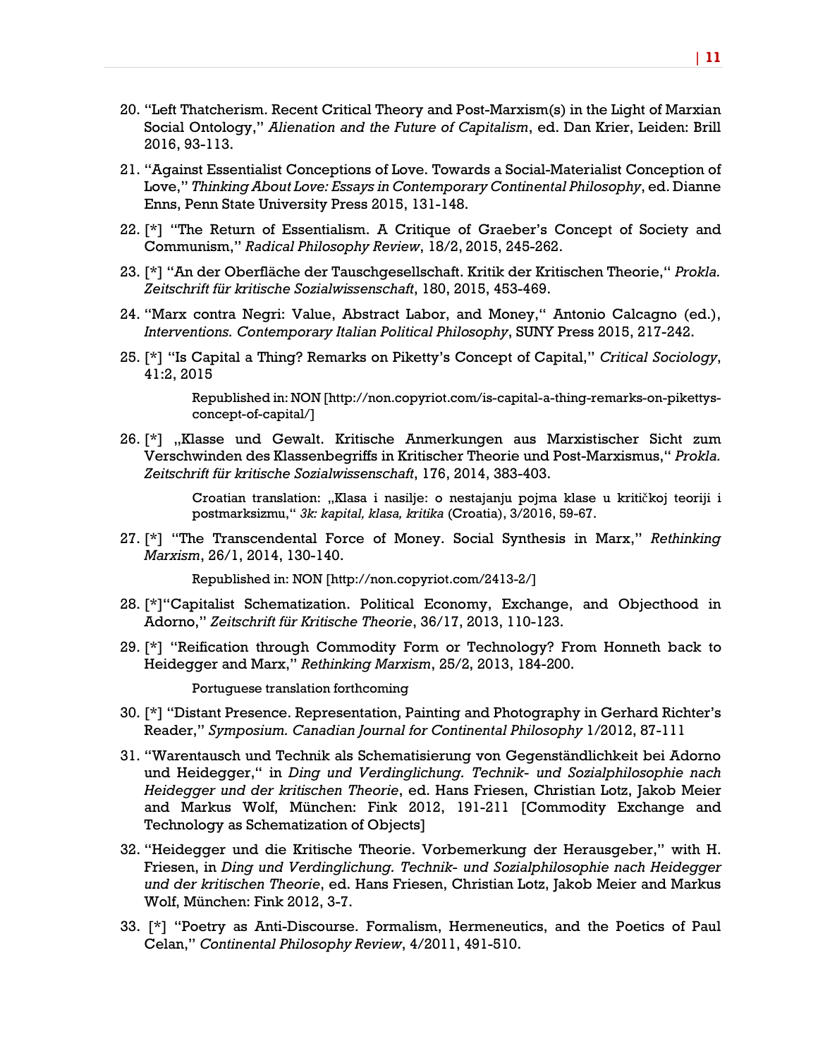20. "Left Thatcherism. Recent Critical Theory and Post-Marxism(s) in the Light of Marxian Social Ontology," *Alienation and the Future of Capitalism*, ed. Dan Krier, Leiden: Brill 2016, 93-113.

21. "Against Essentialist Conceptions of Love. Towards a Social-Materialist Conception of Love," *Thinking About Love: Essays in Contemporary Continental Philosophy*, ed. Dianne Enns, Penn State University Press 2015, 131-148.

22. [*] "The Return of Essentialism. A Critique of Graeber's Concept of Society and Communism," *Radical Philosophy Review*, 18/2, 2015, 245-262.

23. [*] "An der Oberfläche der Tauschgesellschaft. Kritik der Kritischen Theorie," *Prokla. Zeitschrift für kritische Sozialwissenschaft*, 180, 2015, 453-469.

24. "Marx contra Negri: Value, Abstract Labor, and Money," Antonio Calcagno (ed.), *Interventions. Contemporary Italian Political Philosophy*, SUNY Press 2015, 217-242.

25. [*] "Is Capital a Thing? Remarks on Piketty's Concept of Capital," *Critical Sociology*, 41:2, 2015

    Republished in: NON [http://non.copyriot.com/is-capital-a-thing-remarks-on-pikettys-concept-of-capital/]

26. [*] „Klasse und Gewalt. Kritische Anmerkungen aus Marxistischer Sicht zum Verschwinden des Klassenbegriffs in Kritischer Theorie und Post-Marxismus," *Prokla. Zeitschrift für kritische Sozialwissenschaft*, 176, 2014, 383-403.

    Croatian translation: „Klasa i nasilje: o nestajanju pojma klase u kritičkoj teoriji i postmarksizmu," *3k: kapital, klasa, kritika* (Croatia), 3/2016, 59-67.

27. [*] "The Transcendental Force of Money. Social Synthesis in Marx," *Rethinking Marxism*, 26/1, 2014, 130-140.

    Republished in: NON [http://non.copyriot.com/2413-2/]

28. [*]"Capitalist Schematization. Political Economy, Exchange, and Objecthood in Adorno," *Zeitschrift für Kritische Theorie*, 36/17, 2013, 110-123.

29. [*] "Reification through Commodity Form or Technology? From Honneth back to Heidegger and Marx," *Rethinking Marxism*, 25/2, 2013, 184-200.

    Portuguese translation forthcoming

30. [*] "Distant Presence. Representation, Painting and Photography in Gerhard Richter's Reader," *Symposium. Canadian Journal for Continental Philosophy* 1/2012, 87-111

31. "Warentausch und Technik als Schematisierung von Gegenständlichkeit bei Adorno und Heidegger," in *Ding und Verdinglichung. Technik- und Sozialphilosophie nach Heidegger und der kritischen Theorie*, ed. Hans Friesen, Christian Lotz, Jakob Meier and Markus Wolf, München: Fink 2012, 191-211 [Commodity Exchange and Technology as Schematization of Objects]

32. "Heidegger und die Kritische Theorie. Vorbemerkung der Herausgeber," with H. Friesen, in *Ding und Verdinglichung. Technik- und Sozialphilosophie nach Heidegger und der kritischen Theorie*, ed. Hans Friesen, Christian Lotz, Jakob Meier and Markus Wolf, München: Fink 2012, 3-7.

33. [*] "Poetry as Anti-Discourse. Formalism, Hermeneutics, and the Poetics of Paul Celan," *Continental Philosophy Review*, 4/2011, 491-510.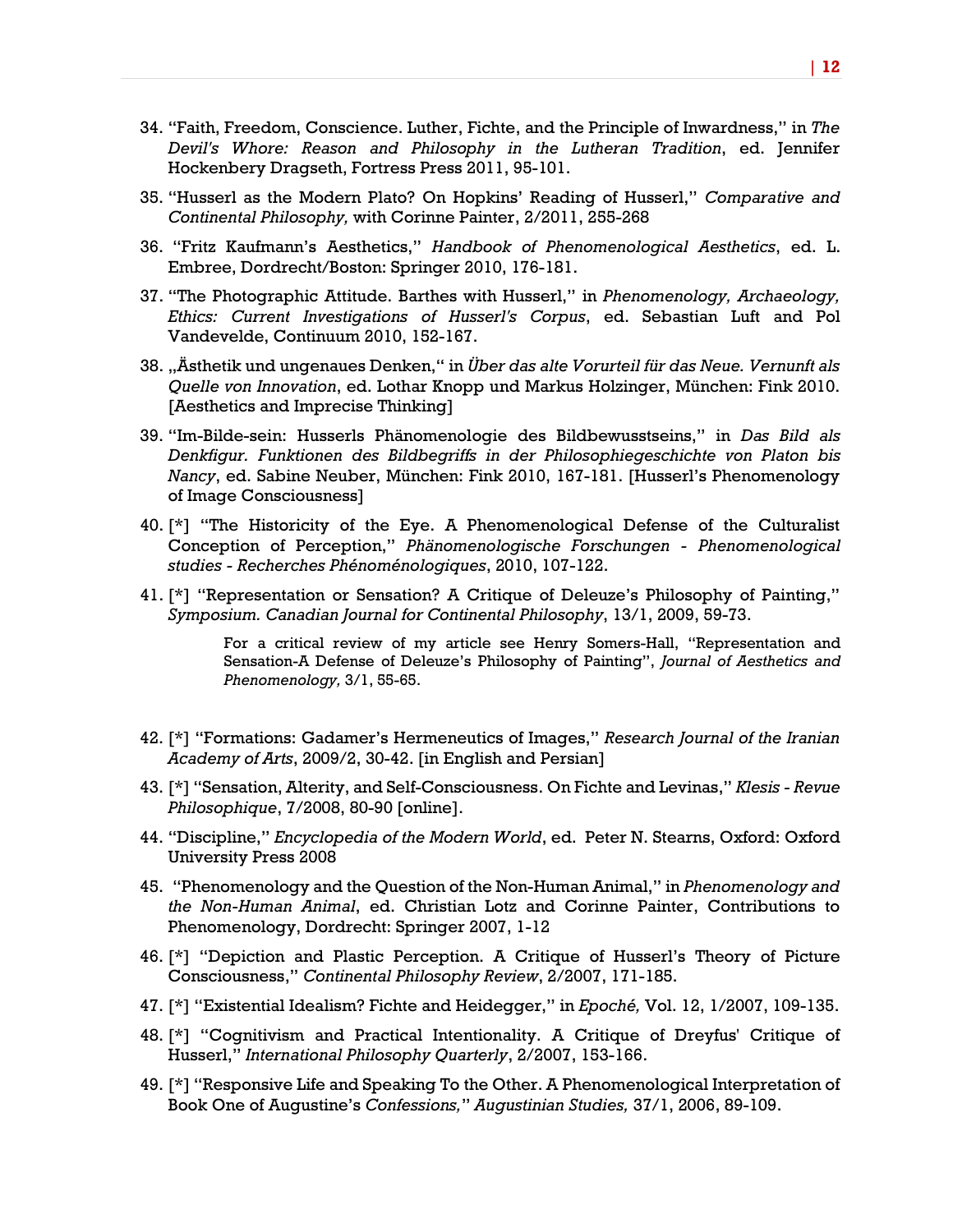34. "Faith, Freedom, Conscience. Luther, Fichte, and the Principle of Inwardness," in *The Devil's Whore: Reason and Philosophy in the Lutheran Tradition*, ed. Jennifer Hockenbery Dragseth, Fortress Press 2011, 95-101.

35. "Husserl as the Modern Plato? On Hopkins' Reading of Husserl," *Comparative and Continental Philosophy,* with Corinne Painter, 2/2011, 255-268

36. "Fritz Kaufmann's Aesthetics," *Handbook of Phenomenological Aesthetics*, ed. L. Embree, Dordrecht/Boston: Springer 2010, 176-181.

37. "The Photographic Attitude. Barthes with Husserl," in *Phenomenology, Archaeology, Ethics: Current Investigations of Husserl's Corpus*, ed. Sebastian Luft and Pol Vandevelde, Continuum 2010, 152-167.

38. „Ästhetik und ungenaues Denken," in *Über das alte Vorurteil für das Neue. Vernunft als Quelle von Innovation*, ed. Lothar Knopp und Markus Holzinger, München: Fink 2010. [Aesthetics and Imprecise Thinking]

39. "Im-Bilde-sein: Husserls Phänomenologie des Bildbewusstseins," in *Das Bild als Denkfigur. Funktionen des Bildbegriffs in der Philosophiegeschichte von Platon bis Nancy*, ed. Sabine Neuber, München: Fink 2010, 167-181. [Husserl's Phenomenology of Image Consciousness]

40. [*] "The Historicity of the Eye. A Phenomenological Defense of the Culturalist Conception of Perception," *Phänomenologische Forschungen - Phenomenological studies - Recherches Phénoménologiques*, 2010, 107-122.

41. [*] "Representation or Sensation? A Critique of Deleuze's Philosophy of Painting," *Symposium. Canadian Journal for Continental Philosophy*, 13/1, 2009, 59-73.

    For a critical review of my article see Henry Somers-Hall, "Representation and Sensation-A Defense of Deleuze's Philosophy of Painting", *Journal of Aesthetics and Phenomenology,* 3/1, 55-65.

42. [*] "Formations: Gadamer's Hermeneutics of Images," *Research Journal of the Iranian Academy of Arts*, 2009/2, 30-42. [in English and Persian]

43. [*] "Sensation, Alterity, and Self-Consciousness. On Fichte and Levinas," *Klesis - Revue Philosophique*, 7/2008, 80-90 [online].

44. "Discipline," *Encyclopedia of the Modern World*, ed. Peter N. Stearns, Oxford: Oxford University Press 2008

45. "Phenomenology and the Question of the Non-Human Animal," in *Phenomenology and the Non-Human Animal*, ed. Christian Lotz and Corinne Painter, Contributions to Phenomenology, Dordrecht: Springer 2007, 1-12

46. [*] "Depiction and Plastic Perception. A Critique of Husserl's Theory of Picture Consciousness," *Continental Philosophy Review*, 2/2007, 171-185.

47. [*] "Existential Idealism? Fichte and Heidegger," in *Epoché,* Vol. 12, 1/2007, 109-135.

48. [*] "Cognitivism and Practical Intentionality. A Critique of Dreyfus' Critique of Husserl," *International Philosophy Quarterly*, 2/2007, 153-166.

49. [*] "Responsive Life and Speaking To the Other. A Phenomenological Interpretation of Book One of Augustine's *Confessions,*" *Augustinian Studies,* 37/1, 2006, 89-109.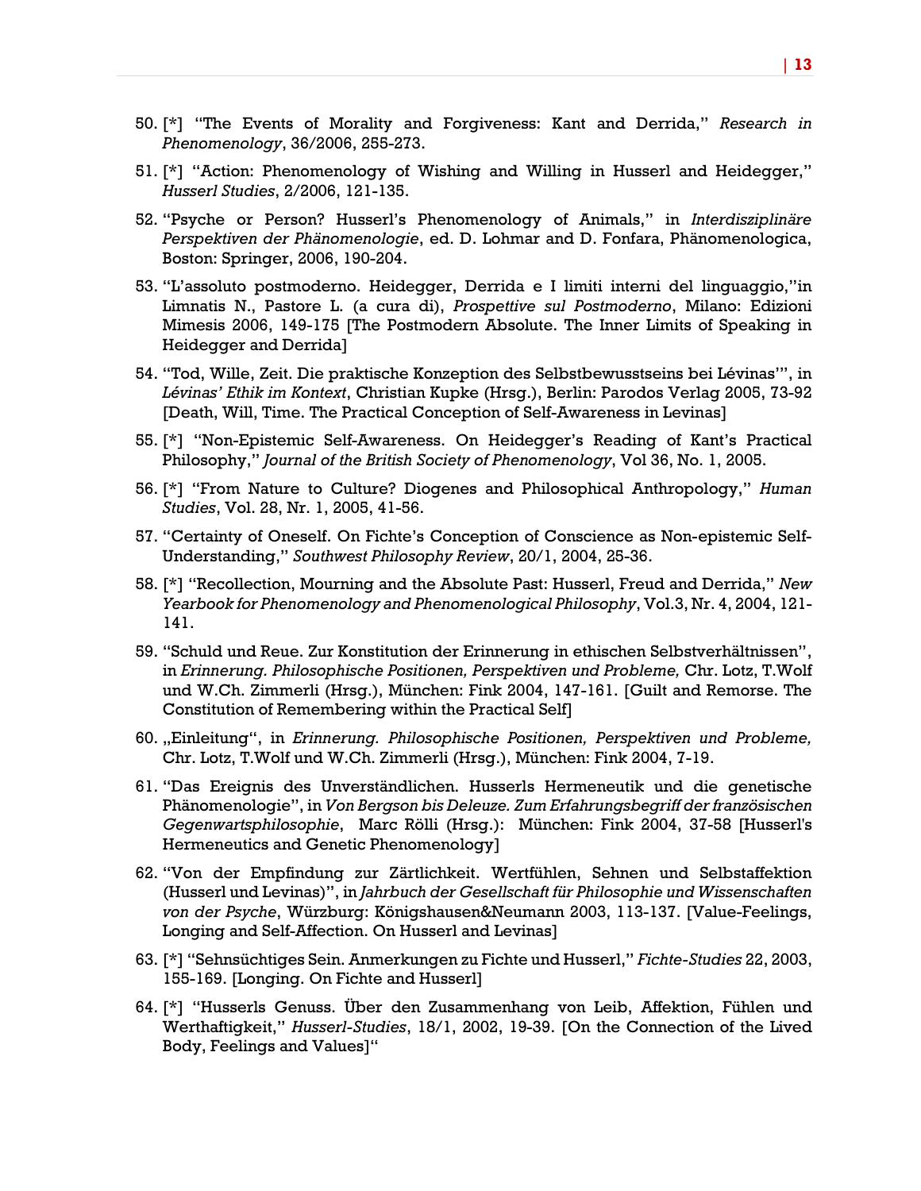50. [*] "The Events of Morality and Forgiveness: Kant and Derrida," *Research in Phenomenology*, 36/2006, 255-273.

51. [*] "Action: Phenomenology of Wishing and Willing in Husserl and Heidegger," *Husserl Studies*, 2/2006, 121-135.

52. "Psyche or Person? Husserl's Phenomenology of Animals," in *Interdisziplinäre Perspektiven der Phänomenologie*, ed. D. Lohmar and D. Fonfara, Phänomenologica, Boston: Springer, 2006, 190-204.

53. "L'assoluto postmoderno. Heidegger, Derrida e I limiti interni del linguaggio,"in Limnatis N., Pastore L. (a cura di), *Prospettive sul Postmoderno*, Milano: Edizioni Mimesis 2006, 149-175 [The Postmodern Absolute. The Inner Limits of Speaking in Heidegger and Derrida]

54. "Tod, Wille, Zeit. Die praktische Konzeption des Selbstbewusstseins bei Lévinas'", in *Lévinas' Ethik im Kontext*, Christian Kupke (Hrsg.), Berlin: Parodos Verlag 2005, 73-92 [Death, Will, Time. The Practical Conception of Self-Awareness in Levinas]

55. [*] "Non-Epistemic Self-Awareness. On Heidegger's Reading of Kant's Practical Philosophy," *Journal of the British Society of Phenomenology*, Vol 36, No. 1, 2005.

56. [*] "From Nature to Culture? Diogenes and Philosophical Anthropology," *Human Studies*, Vol. 28, Nr. 1, 2005, 41-56.

57. "Certainty of Oneself. On Fichte's Conception of Conscience as Non-epistemic Self-Understanding," *Southwest Philosophy Review*, 20/1, 2004, 25-36.

58. [*] "Recollection, Mourning and the Absolute Past: Husserl, Freud and Derrida," *New Yearbook for Phenomenology and Phenomenological Philosophy*, Vol.3, Nr. 4, 2004, 121-141.

59. "Schuld und Reue. Zur Konstitution der Erinnerung in ethischen Selbstverhältnissen", in *Erinnerung. Philosophische Positionen, Perspektiven und Probleme,* Chr. Lotz, T.Wolf und W.Ch. Zimmerli (Hrsg.), München: Fink 2004, 147-161. [Guilt and Remorse. The Constitution of Remembering within the Practical Self]

60. „Einleitung", in *Erinnerung. Philosophische Positionen, Perspektiven und Probleme,* Chr. Lotz, T.Wolf und W.Ch. Zimmerli (Hrsg.), München: Fink 2004, 7-19.

61. "Das Ereignis des Unverständlichen. Husserls Hermeneutik und die genetische Phänomenologie", in *Von Bergson bis Deleuze. Zum Erfahrungsbegriff der französischen Gegenwartsphilosophie*, Marc Rölli (Hrsg.): München: Fink 2004, 37-58 [Husserl's Hermeneutics and Genetic Phenomenology]

62. "Von der Empfindung zur Zärtlichkeit. Wertfühlen, Sehnen und Selbstaffektion (Husserl und Levinas)", in *Jahrbuch der Gesellschaft für Philosophie und Wissenschaften von der Psyche*, Würzburg: Königshausen&Neumann 2003, 113-137. [Value-Feelings, Longing and Self-Affection. On Husserl and Levinas]

63. [*] "Sehnsüchtiges Sein. Anmerkungen zu Fichte und Husserl," *Fichte-Studies* 22, 2003, 155-169. [Longing. On Fichte and Husserl]

64. [*] "Husserls Genuss. Über den Zusammenhang von Leib, Affektion, Fühlen und Werthaftigkeit," *Husserl-Studies*, 18/1, 2002, 19-39. [On the Connection of the Lived Body, Feelings and Values]"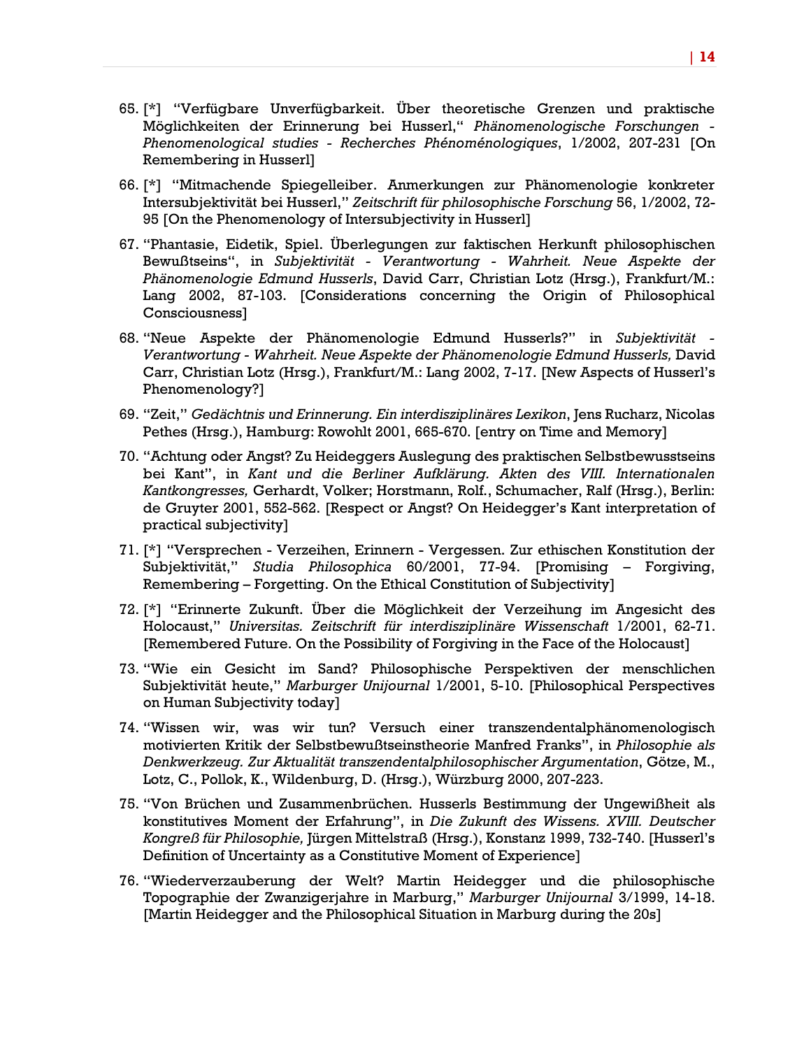65. [*] "Verfügbare Unverfügbarkeit. Über theoretische Grenzen und praktische Möglichkeiten der Erinnerung bei Husserl," *Phänomenologische Forschungen - Phenomenological studies - Recherches Phénoménologiques*, 1/2002, 207-231 [On Remembering in Husserl]

66. [*] "Mitmachende Spiegelleiber. Anmerkungen zur Phänomenologie konkreter Intersubjektivität bei Husserl," *Zeitschrift für philosophische Forschung* 56, 1/2002, 72-95 [On the Phenomenology of Intersubjectivity in Husserl]

67. "Phantasie, Eidetik, Spiel. Überlegungen zur faktischen Herkunft philosophischen Bewußtseins", in *Subjektivität - Verantwortung - Wahrheit. Neue Aspekte der Phänomenologie Edmund Husserls*, David Carr, Christian Lotz (Hrsg.), Frankfurt/M.: Lang 2002, 87-103. [Considerations concerning the Origin of Philosophical Consciousness]

68. "Neue Aspekte der Phänomenologie Edmund Husserls?" in *Subjektivität - Verantwortung - Wahrheit. Neue Aspekte der Phänomenologie Edmund Husserls,* David Carr, Christian Lotz (Hrsg.), Frankfurt/M.: Lang 2002, 7-17. [New Aspects of Husserl's Phenomenology?]

69. "Zeit," *Gedächtnis und Erinnerung. Ein interdisziplinäres Lexikon*, Jens Rucharz, Nicolas Pethes (Hrsg.), Hamburg: Rowohlt 2001, 665-670. [entry on Time and Memory]

70. "Achtung oder Angst? Zu Heideggers Auslegung des praktischen Selbstbewusstseins bei Kant", in *Kant und die Berliner Aufklärung. Akten des VIII. Internationalen Kantkongresses,* Gerhardt, Volker; Horstmann, Rolf., Schumacher, Ralf (Hrsg.), Berlin: de Gruyter 2001, 552-562. [Respect or Angst? On Heidegger's Kant interpretation of practical subjectivity]

71. [*] "Versprechen - Verzeihen, Erinnern - Vergessen. Zur ethischen Konstitution der Subjektivität," *Studia Philosophica* 60/2001, 77-94. [Promising – Forgiving, Remembering – Forgetting. On the Ethical Constitution of Subjectivity]

72. [*] "Erinnerte Zukunft. Über die Möglichkeit der Verzeihung im Angesicht des Holocaust," *Universitas. Zeitschrift für interdisziplinäre Wissenschaft* 1/2001, 62-71. [Remembered Future. On the Possibility of Forgiving in the Face of the Holocaust]

73. "Wie ein Gesicht im Sand? Philosophische Perspektiven der menschlichen Subjektivität heute," *Marburger Unijournal* 1/2001, 5-10. [Philosophical Perspectives on Human Subjectivity today]

74. "Wissen wir, was wir tun? Versuch einer transzendentalphänomenologisch motivierten Kritik der Selbstbewußtseinstheorie Manfred Franks", in *Philosophie als Denkwerkzeug. Zur Aktualität transzendentalphilosophischer Argumentation*, Götze, M., Lotz, C., Pollok, K., Wildenburg, D. (Hrsg.), Würzburg 2000, 207-223.

75. "Von Brüchen und Zusammenbrüchen. Husserls Bestimmung der Ungewißheit als konstitutives Moment der Erfahrung", in *Die Zukunft des Wissens. XVIII. Deutscher Kongreß für Philosophie,* Jürgen Mittelstraß (Hrsg.), Konstanz 1999, 732-740. [Husserl's Definition of Uncertainty as a Constitutive Moment of Experience]

76. "Wiederverzauberung der Welt? Martin Heidegger und die philosophische Topographie der Zwanzigerjahre in Marburg," *Marburger Unijournal* 3/1999, 14-18. [Martin Heidegger and the Philosophical Situation in Marburg during the 20s]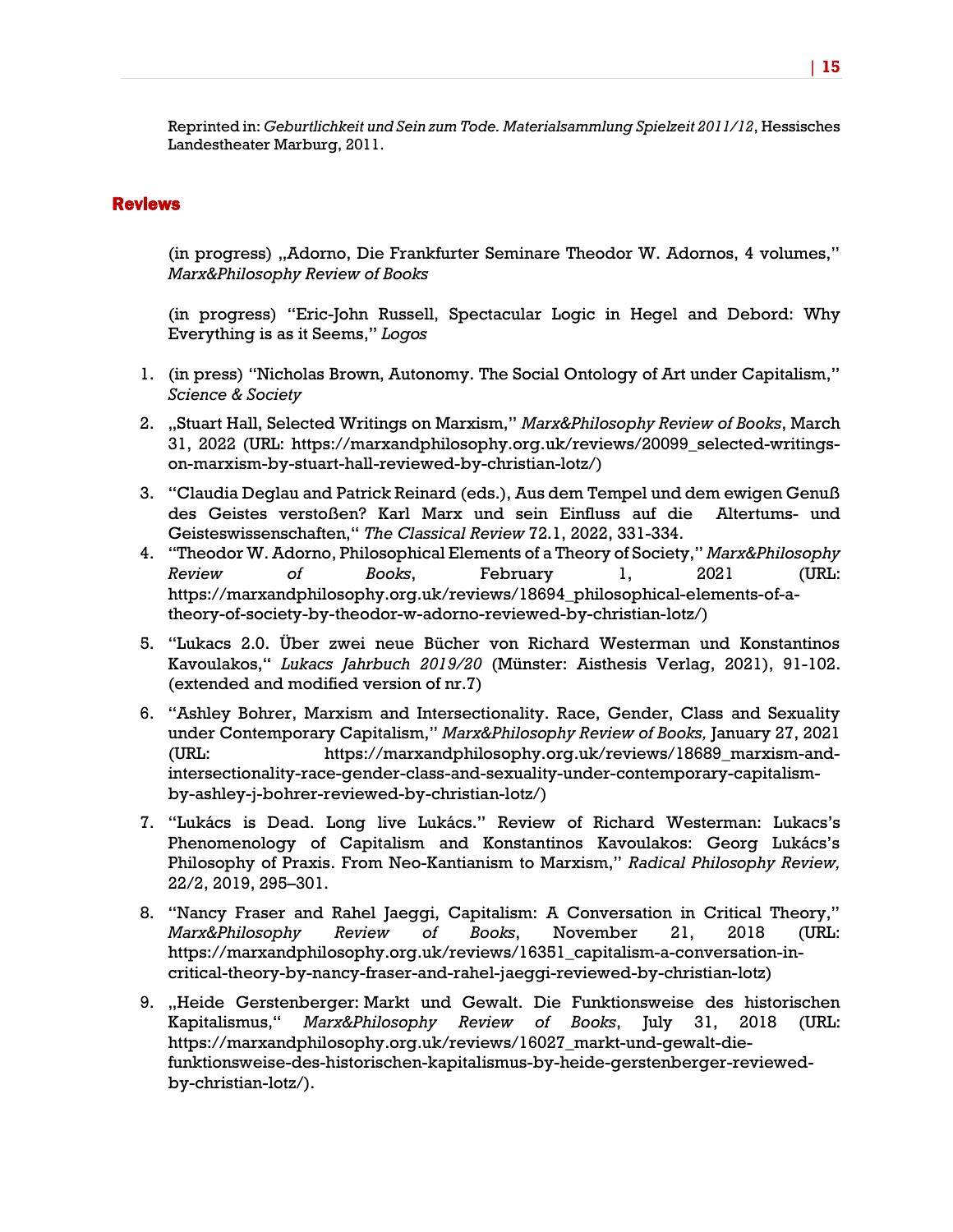Reprinted in: *Geburtlichkeit und Sein zum Tode. Materialsammlung Spielzeit 2011/12*, Hessisches Landestheater Marburg, 2011.

## Reviews

(in progress) „Adorno, Die Frankfurter Seminare Theodor W. Adornos, 4 volumes," *Marx&Philosophy Review of Books*

(in progress) "Eric-John Russell, Spectacular Logic in Hegel and Debord: Why Everything is as it Seems," *Logos*

1. (in press) "Nicholas Brown, Autonomy. The Social Ontology of Art under Capitalism," *Science & Society*

2. „Stuart Hall, Selected Writings on Marxism," *Marx&Philosophy Review of Books*, March 31, 2022 (URL: https://marxandphilosophy.org.uk/reviews/20099_selected-writings-on-marxism-by-stuart-hall-reviewed-by-christian-lotz/)

3. "Claudia Deglau and Patrick Reinard (eds.), Aus dem Tempel und dem ewigen Genuß des Geistes verstoßen? Karl Marx und sein Einfluss auf die Altertums- und Geisteswissenschaften," *The Classical Review* 72.1, 2022, 331-334.

4. "Theodor W. Adorno, Philosophical Elements of a Theory of Society," *Marx&Philosophy Review of Books*, February 1, 2021 (URL: https://marxandphilosophy.org.uk/reviews/18694_philosophical-elements-of-a-theory-of-society-by-theodor-w-adorno-reviewed-by-christian-lotz/)

5. "Lukacs 2.0. Über zwei neue Bücher von Richard Westerman und Konstantinos Kavoulakos," *Lukacs Jahrbuch 2019/20* (Münster: Aisthesis Verlag, 2021), 91-102. (extended and modified version of nr.7)

6. "Ashley Bohrer, Marxism and Intersectionality. Race, Gender, Class and Sexuality under Contemporary Capitalism," *Marx&Philosophy Review of Books,* January 27, 2021 (URL: https://marxandphilosophy.org.uk/reviews/18689_marxism-and-intersectionality-race-gender-class-and-sexuality-under-contemporary-capitalism-by-ashley-j-bohrer-reviewed-by-christian-lotz/)

7. "Lukács is Dead. Long live Lukács." Review of Richard Westerman: Lukacs's Phenomenology of Capitalism and Konstantinos Kavoulakos: Georg Lukács's Philosophy of Praxis. From Neo-Kantianism to Marxism," *Radical Philosophy Review,* 22/2, 2019, 295–301.

8. "Nancy Fraser and Rahel Jaeggi, Capitalism: A Conversation in Critical Theory," *Marx&Philosophy Review of Books*, November 21, 2018 (URL: https://marxandphilosophy.org.uk/reviews/16351_capitalism-a-conversation-in-critical-theory-by-nancy-fraser-and-rahel-jaeggi-reviewed-by-christian-lotz)

9. „Heide Gerstenberger: Markt und Gewalt. Die Funktionsweise des historischen Kapitalismus," *Marx&Philosophy Review of Books*, July 31, 2018 (URL: https://marxandphilosophy.org.uk/reviews/16027_markt-und-gewalt-die-funktionsweise-des-historischen-kapitalismus-by-heide-gerstenberger-reviewed-by-christian-lotz/).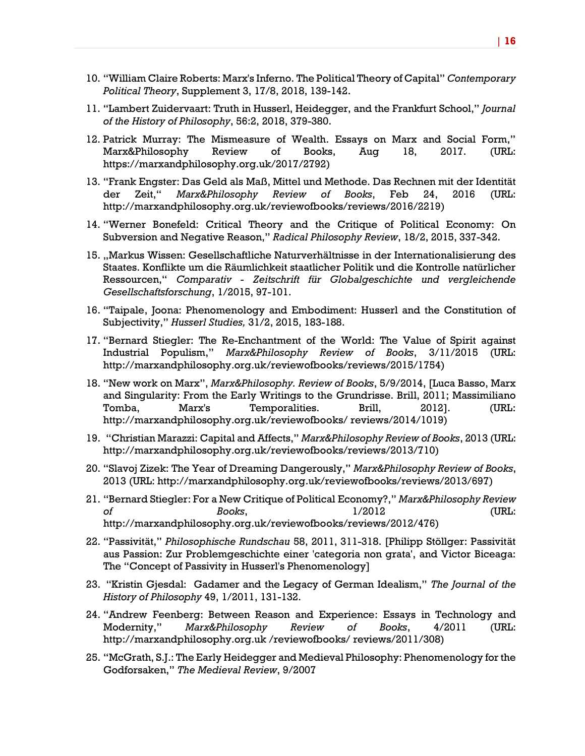10. "William Claire Roberts: Marx's Inferno. The Political Theory of Capital" *Contemporary Political Theory*, Supplement 3, 17/8, 2018, 139-142.

11. "Lambert Zuidervaart: Truth in Husserl, Heidegger, and the Frankfurt School," *Journal of the History of Philosophy*, 56:2, 2018, 379-380.

12. Patrick Murray: The Mismeasure of Wealth. Essays on Marx and Social Form," Marx&Philosophy Review of Books, Aug 18, 2017. (URL: https://marxandphilosophy.org.uk/2017/2792)

13. "Frank Engster: Das Geld als Maß, Mittel und Methode. Das Rechnen mit der Identität der Zeit," *Marx&Philosophy Review of Books*, Feb 24, 2016 (URL: http://marxandphilosophy.org.uk/reviewofbooks/reviews/2016/2219)

14. "Werner Bonefeld: Critical Theory and the Critique of Political Economy: On Subversion and Negative Reason," *Radical Philosophy Review*, 18/2, 2015, 337-342.

15. „Markus Wissen: Gesellschaftliche Naturverhältnisse in der Internationalisierung des Staates. Konflikte um die Räumlichkeit staatlicher Politik und die Kontrolle natürlicher Ressourcen," *Comparativ - Zeitschrift für Globalgeschichte und vergleichende Gesellschaftsforschung*, 1/2015, 97-101.

16. "Taipale, Joona: Phenomenology and Embodiment: Husserl and the Constitution of Subjectivity," *Husserl Studies,* 31/2, 2015, 183-188.

17. "Bernard Stiegler: The Re-Enchantment of the World: The Value of Spirit against Industrial Populism," *Marx&Philosophy Review of Books*, 3/11/2015 (URL: http://marxandphilosophy.org.uk/reviewofbooks/reviews/2015/1754)

18. "New work on Marx", *Marx&Philosophy. Review of Books*, 5/9/2014, [Luca Basso, Marx and Singularity: From the Early Writings to the Grundrisse. Brill, 2011; Massimiliano Tomba, Marx's Temporalities. Brill, 2012]. (URL: http://marxandphilosophy.org.uk/reviewofbooks/ reviews/2014/1019)

19. "Christian Marazzi: Capital and Affects," *Marx&Philosophy Review of Books*, 2013 (URL: http://marxandphilosophy.org.uk/reviewofbooks/reviews/2013/710)

20. "Slavoj Zizek: The Year of Dreaming Dangerously," *Marx&Philosophy Review of Books*, 2013 (URL: http://marxandphilosophy.org.uk/reviewofbooks/reviews/2013/697)

21. "Bernard Stiegler: For a New Critique of Political Economy?," *Marx&Philosophy Review of Books*, 1/2012 (URL: http://marxandphilosophy.org.uk/reviewofbooks/reviews/2012/476)

22. "Passivität," *Philosophische Rundschau* 58, 2011, 311-318. [Philipp Stöllger: Passivität aus Passion: Zur Problemgeschichte einer 'categoria non grata', and Victor Biceaga: The "Concept of Passivity in Husserl's Phenomenology]

23. "Kristin Gjesdal: Gadamer and the Legacy of German Idealism," *The Journal of the History of Philosophy* 49, 1/2011, 131-132.

24. "Andrew Feenberg: Between Reason and Experience: Essays in Technology and Modernity," *Marx&Philosophy Review of Books*, 4/2011 (URL: http://marxandphilosophy.org.uk /reviewofbooks/ reviews/2011/308)

25. "McGrath, S.J.: The Early Heidegger and Medieval Philosophy: Phenomenology for the Godforsaken," *The Medieval Review*, 9/2007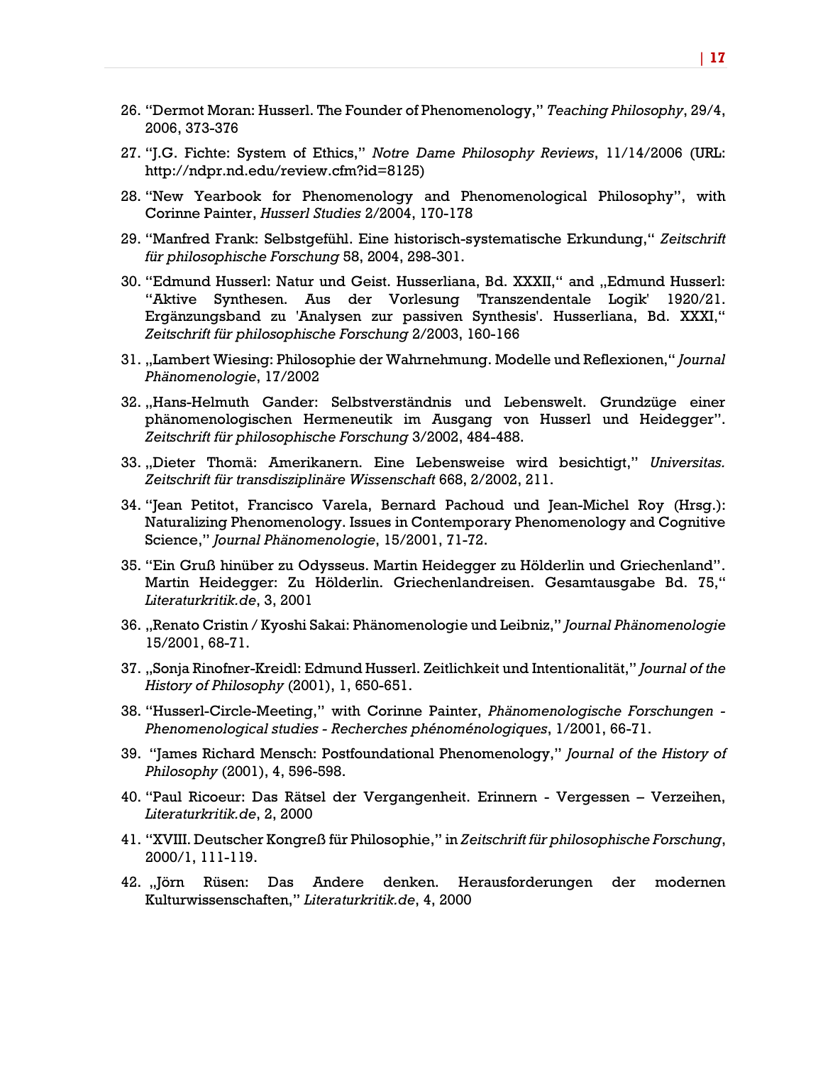26. "Dermot Moran: Husserl. The Founder of Phenomenology," *Teaching Philosophy*, 29/4, 2006, 373-376
27. "J.G. Fichte: System of Ethics," *Notre Dame Philosophy Reviews*, 11/14/2006 (URL: http://ndpr.nd.edu/review.cfm?id=8125)
28. "New Yearbook for Phenomenology and Phenomenological Philosophy", with Corinne Painter, *Husserl Studies* 2/2004, 170-178
29. "Manfred Frank: Selbstgefühl. Eine historisch-systematische Erkundung," *Zeitschrift für philosophische Forschung* 58, 2004, 298-301.
30. "Edmund Husserl: Natur und Geist. Husserliana, Bd. XXXII," and „Edmund Husserl: "Aktive Synthesen. Aus der Vorlesung 'Transzendentale Logik' 1920/21. Ergänzungsband zu 'Analysen zur passiven Synthesis'. Husserliana, Bd. XXXI," *Zeitschrift für philosophische Forschung* 2/2003, 160-166
31. „Lambert Wiesing: Philosophie der Wahrnehmung. Modelle und Reflexionen," *Journal Phänomenologie*, 17/2002
32. „Hans-Helmuth Gander: Selbstverständnis und Lebenswelt. Grundzüge einer phänomenologischen Hermeneutik im Ausgang von Husserl und Heidegger". *Zeitschrift für philosophische Forschung* 3/2002, 484-488.
33. „Dieter Thomä: Amerikanern. Eine Lebensweise wird besichtigt," *Universitas. Zeitschrift für transdisziplinäre Wissenschaft* 668, 2/2002, 211.
34. "Jean Petitot, Francisco Varela, Bernard Pachoud und Jean-Michel Roy (Hrsg.): Naturalizing Phenomenology. Issues in Contemporary Phenomenology and Cognitive Science," *Journal Phänomenologie*, 15/2001, 71-72.
35. "Ein Gruß hinüber zu Odysseus. Martin Heidegger zu Hölderlin und Griechenland". Martin Heidegger: Zu Hölderlin. Griechenlandreisen. Gesamtausgabe Bd. 75," *Literaturkritik.de*, 3, 2001
36. „Renato Cristin / Kyoshi Sakai: Phänomenologie und Leibniz," *Journal Phänomenologie* 15/2001, 68-71.
37. „Sonja Rinofner-Kreidl: Edmund Husserl. Zeitlichkeit und Intentionalität," *Journal of the History of Philosophy* (2001), 1, 650-651.
38. "Husserl-Circle-Meeting," with Corinne Painter, *Phänomenologische Forschungen - Phenomenological studies - Recherches phénoménologiques*, 1/2001, 66-71.
39. "James Richard Mensch: Postfoundational Phenomenology," *Journal of the History of Philosophy* (2001), 4, 596-598.
40. "Paul Ricoeur: Das Rätsel der Vergangenheit. Erinnern - Vergessen – Verzeihen, *Literaturkritik.de*, 2, 2000
41. "XVIII. Deutscher Kongreß für Philosophie," in *Zeitschrift für philosophische Forschung*, 2000/1, 111-119.
42. „Jörn Rüsen: Das Andere denken. Herausforderungen der modernen Kulturwissenschaften," *Literaturkritik.de*, 4, 2000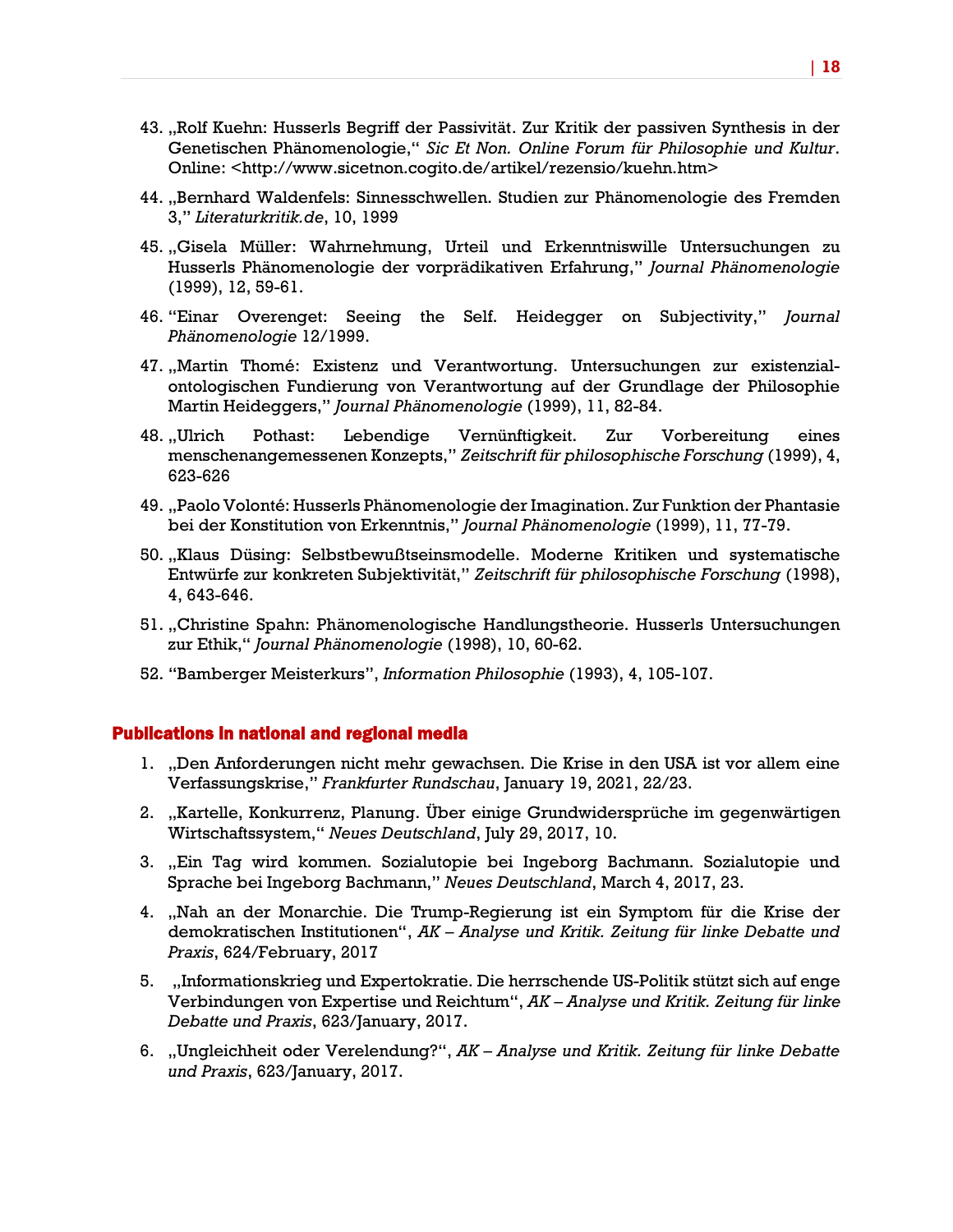43. „Rolf Kuehn: Husserls Begriff der Passivität. Zur Kritik der passiven Synthesis in der Genetischen Phänomenologie," *Sic Et Non. Online Forum für Philosophie und Kultur*. Online: <http://www.sicetnon.cogito.de/artikel/rezensio/kuehn.htm>

44. „Bernhard Waldenfels: Sinnesschwellen. Studien zur Phänomenologie des Fremden 3," *Literaturkritik.de*, 10, 1999

45. „Gisela Müller: Wahrnehmung, Urteil und Erkenntniswille Untersuchungen zu Husserls Phänomenologie der vorprädikativen Erfahrung," *Journal Phänomenologie* (1999), 12, 59-61.

46. "Einar Overenget: Seeing the Self. Heidegger on Subjectivity," *Journal Phänomenologie* 12/1999.

47. „Martin Thomé: Existenz und Verantwortung. Untersuchungen zur existenzial-ontologischen Fundierung von Verantwortung auf der Grundlage der Philosophie Martin Heideggers," *Journal Phänomenologie* (1999), 11, 82-84.

48. „Ulrich Pothast: Lebendige Vernünftigkeit. Zur Vorbereitung eines menschenangemessenen Konzepts," *Zeitschrift für philosophische Forschung* (1999), 4, 623-626

49. „Paolo Volonté: Husserls Phänomenologie der Imagination. Zur Funktion der Phantasie bei der Konstitution von Erkenntnis," *Journal Phänomenologie* (1999), 11, 77-79.

50. „Klaus Düsing: Selbstbewußtseinsmodelle. Moderne Kritiken und systematische Entwürfe zur konkreten Subjektivität," *Zeitschrift für philosophische Forschung* (1998), 4, 643-646.

51. „Christine Spahn: Phänomenologische Handlungstheorie. Husserls Untersuchungen zur Ethik," *Journal Phänomenologie* (1998), 10, 60-62.

52. "Bamberger Meisterkurs", *Information Philosophie* (1993), 4, 105-107.

## Publications in national and regional media

1. „Den Anforderungen nicht mehr gewachsen. Die Krise in den USA ist vor allem eine Verfassungskrise," *Frankfurter Rundschau*, January 19, 2021, 22/23.

2. „Kartelle, Konkurrenz, Planung. Über einige Grundwidersprüche im gegenwärtigen Wirtschaftssystem," *Neues Deutschland*, July 29, 2017, 10.

3. „Ein Tag wird kommen. Sozialutopie bei Ingeborg Bachmann. Sozialutopie und Sprache bei Ingeborg Bachmann," *Neues Deutschland*, March 4, 2017, 23.

4. „Nah an der Monarchie. Die Trump-Regierung ist ein Symptom für die Krise der demokratischen Institutionen", *AK – Analyse und Kritik. Zeitung für linke Debatte und Praxis*, 624/February, 2017

5. „Informationskrieg und Expertokratie. Die herrschende US-Politik stützt sich auf enge Verbindungen von Expertise und Reichtum", *AK – Analyse und Kritik. Zeitung für linke Debatte und Praxis*, 623/January, 2017.

6. „Ungleichheit oder Verelendung?", *AK – Analyse und Kritik. Zeitung für linke Debatte und Praxis*, 623/January, 2017.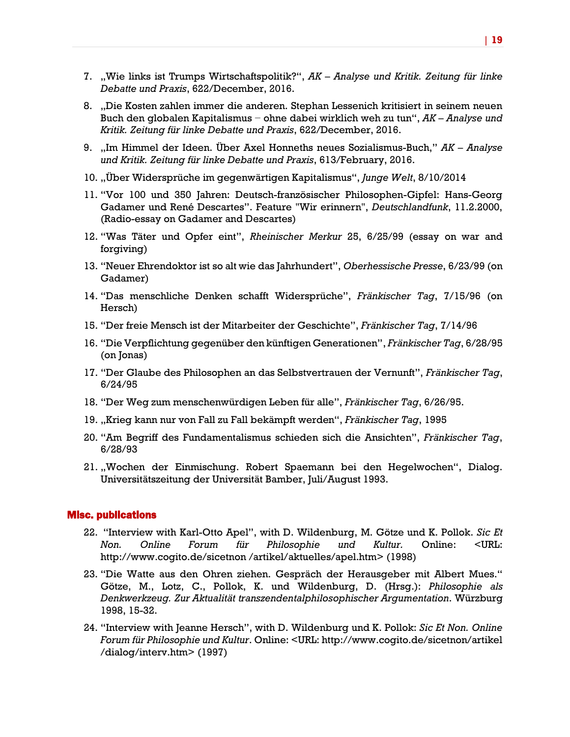7. „Wie links ist Trumps Wirtschaftspolitik?“, *AK – Analyse und Kritik. Zeitung für linke Debatte und Praxis*, 622/December, 2016.

8. „Die Kosten zahlen immer die anderen. Stephan Lessenich kritisiert in seinem neuen Buch den globalen Kapitalismus – ohne dabei wirklich weh zu tun“, *AK – Analyse und Kritik. Zeitung für linke Debatte und Praxis*, 622/December, 2016.

9. „Im Himmel der Ideen. Über Axel Honneths neues Sozialismus-Buch,“ *AK – Analyse und Kritik. Zeitung für linke Debatte und Praxis*, 613/February, 2016.

10. „Über Widersprüche im gegenwärtigen Kapitalismus“, *Junge Welt*, 8/10/2014

11. "Vor 100 und 350 Jahren: Deutsch-französischer Philosophen-Gipfel: Hans-Georg Gadamer und René Descartes". Feature "Wir erinnern", *Deutschlandfunk*, 11.2.2000, (Radio-essay on Gadamer and Descartes)

12. "Was Täter und Opfer eint", *Rheinischer Merkur* 25, 6/25/99 (essay on war and forgiving)

13. "Neuer Ehrendoktor ist so alt wie das Jahrhundert", *Oberhessische Presse*, 6/23/99 (on Gadamer)

14. "Das menschliche Denken schafft Widersprüche", *Fränkischer Tag*, 7/15/96 (on Hersch)

15. "Der freie Mensch ist der Mitarbeiter der Geschichte", *Fränkischer Tag*, 7/14/96

16. "Die Verpflichtung gegenüber den künftigen Generationen", *Fränkischer Tag*, 6/28/95 (on Jonas)

17. "Der Glaube des Philosophen an das Selbstvertrauen der Vernunft", *Fränkischer Tag*, 6/24/95

18. "Der Weg zum menschenwürdigen Leben für alle", *Fränkischer Tag*, 6/26/95.

19. „Krieg kann nur von Fall zu Fall bekämpft werden“, *Fränkischer Tag*, 1995

20. "Am Begriff des Fundamentalismus schieden sich die Ansichten", *Fränkischer Tag*, 6/28/93

21. „Wochen der Einmischung. Robert Spaemann bei den Hegelwochen“, Dialog. Universitätszeitung der Universität Bamber, Juli/August 1993.

## Misc. publications

22. "Interview with Karl-Otto Apel", with D. Wildenburg, M. Götze und K. Pollok. *Sic Et Non. Online Forum für Philosophie und Kultur.* Online: <URL: http://www.cogito.de/sicetnon /artikel/aktuelles/apel.htm> (1998)

23. "Die Watte aus den Ohren ziehen. Gespräch der Herausgeber mit Albert Mues.“ Götze, M., Lotz, C., Pollok, K. und Wildenburg, D. (Hrsg.): *Philosophie als Denkwerkzeug. Zur Aktualität transzendentalphilosophischer Argumentation*. Würzburg 1998, 15-32.

24. "Interview with Jeanne Hersch", with D. Wildenburg und K. Pollok: *Sic Et Non. Online Forum für Philosophie und Kultur*. Online: <URL: http://www.cogito.de/sicetnon/artikel /dialog/interv.htm> (1997)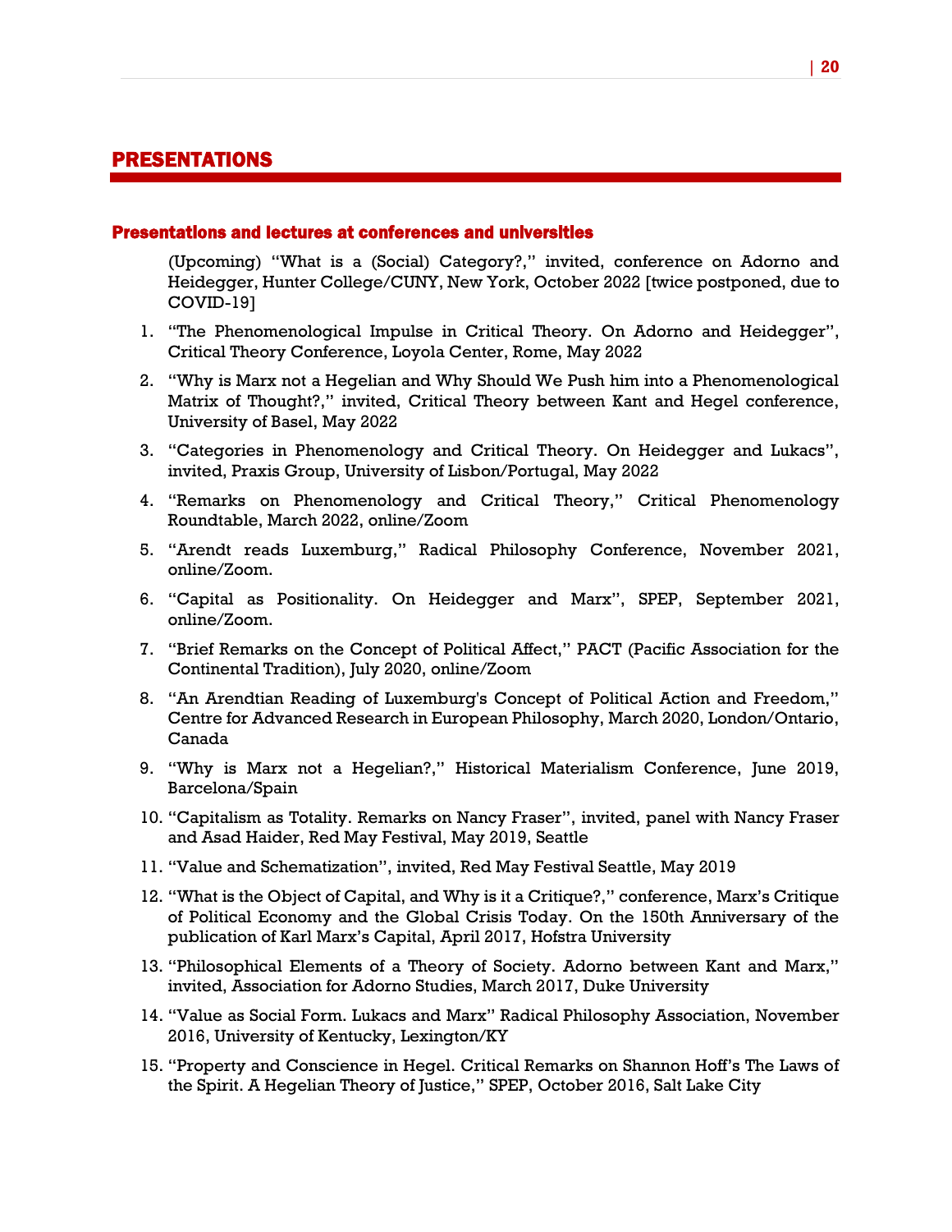# PRESENTATIONS

## Presentations and lectures at conferences and universities

(Upcoming) "What is a (Social) Category?," invited, conference on Adorno and Heidegger, Hunter College/CUNY, New York, October 2022 [twice postponed, due to COVID-19]

1. "The Phenomenological Impulse in Critical Theory. On Adorno and Heidegger", Critical Theory Conference, Loyola Center, Rome, May 2022
2. "Why is Marx not a Hegelian and Why Should We Push him into a Phenomenological Matrix of Thought?," invited, Critical Theory between Kant and Hegel conference, University of Basel, May 2022
3. "Categories in Phenomenology and Critical Theory. On Heidegger and Lukacs", invited, Praxis Group, University of Lisbon/Portugal, May 2022
4. "Remarks on Phenomenology and Critical Theory," Critical Phenomenology Roundtable, March 2022, online/Zoom
5. "Arendt reads Luxemburg," Radical Philosophy Conference, November 2021, online/Zoom.
6. "Capital as Positionality. On Heidegger and Marx", SPEP, September 2021, online/Zoom.
7. "Brief Remarks on the Concept of Political Affect," PACT (Pacific Association for the Continental Tradition), July 2020, online/Zoom
8. "An Arendtian Reading of Luxemburg's Concept of Political Action and Freedom," Centre for Advanced Research in European Philosophy, March 2020, London/Ontario, Canada
9. "Why is Marx not a Hegelian?," Historical Materialism Conference, June 2019, Barcelona/Spain
10. "Capitalism as Totality. Remarks on Nancy Fraser", invited, panel with Nancy Fraser and Asad Haider, Red May Festival, May 2019, Seattle
11. "Value and Schematization", invited, Red May Festival Seattle, May 2019
12. "What is the Object of Capital, and Why is it a Critique?," conference, Marx's Critique of Political Economy and the Global Crisis Today. On the 150th Anniversary of the publication of Karl Marx's Capital, April 2017, Hofstra University
13. "Philosophical Elements of a Theory of Society. Adorno between Kant and Marx," invited, Association for Adorno Studies, March 2017, Duke University
14. "Value as Social Form. Lukacs and Marx" Radical Philosophy Association, November 2016, University of Kentucky, Lexington/KY
15. "Property and Conscience in Hegel. Critical Remarks on Shannon Hoff's The Laws of the Spirit. A Hegelian Theory of Justice," SPEP, October 2016, Salt Lake City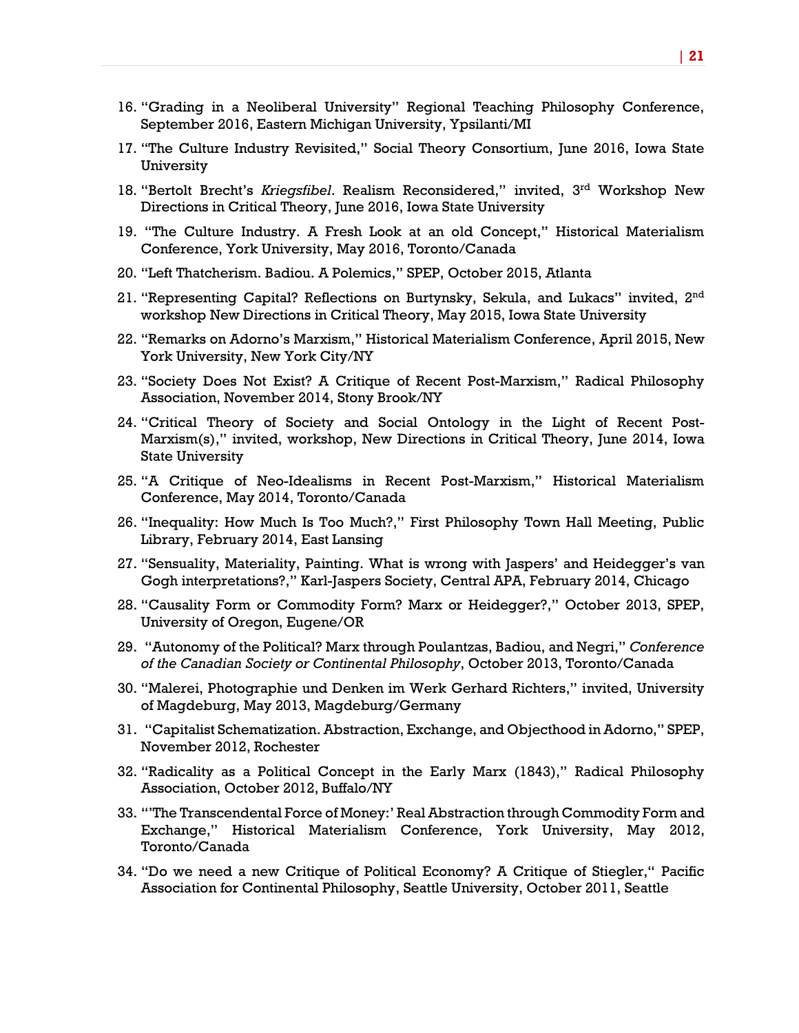16. "Grading in a Neoliberal University" Regional Teaching Philosophy Conference, September 2016, Eastern Michigan University, Ypsilanti/MI
17. "The Culture Industry Revisited," Social Theory Consortium, June 2016, Iowa State University
18. "Bertolt Brecht's *Kriegsfibel*. Realism Reconsidered," invited, 3rd Workshop New Directions in Critical Theory, June 2016, Iowa State University
19. "The Culture Industry. A Fresh Look at an old Concept," Historical Materialism Conference, York University, May 2016, Toronto/Canada
20. "Left Thatcherism. Badiou. A Polemics," SPEP, October 2015, Atlanta
21. "Representing Capital? Reflections on Burtynsky, Sekula, and Lukacs" invited, 2nd workshop New Directions in Critical Theory, May 2015, Iowa State University
22. "Remarks on Adorno's Marxism," Historical Materialism Conference, April 2015, New York University, New York City/NY
23. "Society Does Not Exist? A Critique of Recent Post-Marxism," Radical Philosophy Association, November 2014, Stony Brook/NY
24. "Critical Theory of Society and Social Ontology in the Light of Recent Post-Marxism(s)," invited, workshop, New Directions in Critical Theory, June 2014, Iowa State University
25. "A Critique of Neo-Idealisms in Recent Post-Marxism," Historical Materialism Conference, May 2014, Toronto/Canada
26. "Inequality: How Much Is Too Much?," First Philosophy Town Hall Meeting, Public Library, February 2014, East Lansing
27. "Sensuality, Materiality, Painting. What is wrong with Jaspers' and Heidegger's van Gogh interpretations?," Karl-Jaspers Society, Central APA, February 2014, Chicago
28. "Causality Form or Commodity Form? Marx or Heidegger?," October 2013, SPEP, University of Oregon, Eugene/OR
29. "Autonomy of the Political? Marx through Poulantzas, Badiou, and Negri," *Conference of the Canadian Society or Continental Philosophy*, October 2013, Toronto/Canada
30. "Malerei, Photographie und Denken im Werk Gerhard Richters," invited, University of Magdeburg, May 2013, Magdeburg/Germany
31. "Capitalist Schematization. Abstraction, Exchange, and Objecthood in Adorno," SPEP, November 2012, Rochester
32. "Radicality as a Political Concept in the Early Marx (1843)," Radical Philosophy Association, October 2012, Buffalo/NY
33. "'The Transcendental Force of Money:' Real Abstraction through Commodity Form and Exchange," Historical Materialism Conference, York University, May 2012, Toronto/Canada
34. "Do we need a new Critique of Political Economy? A Critique of Stiegler," Pacific Association for Continental Philosophy, Seattle University, October 2011, Seattle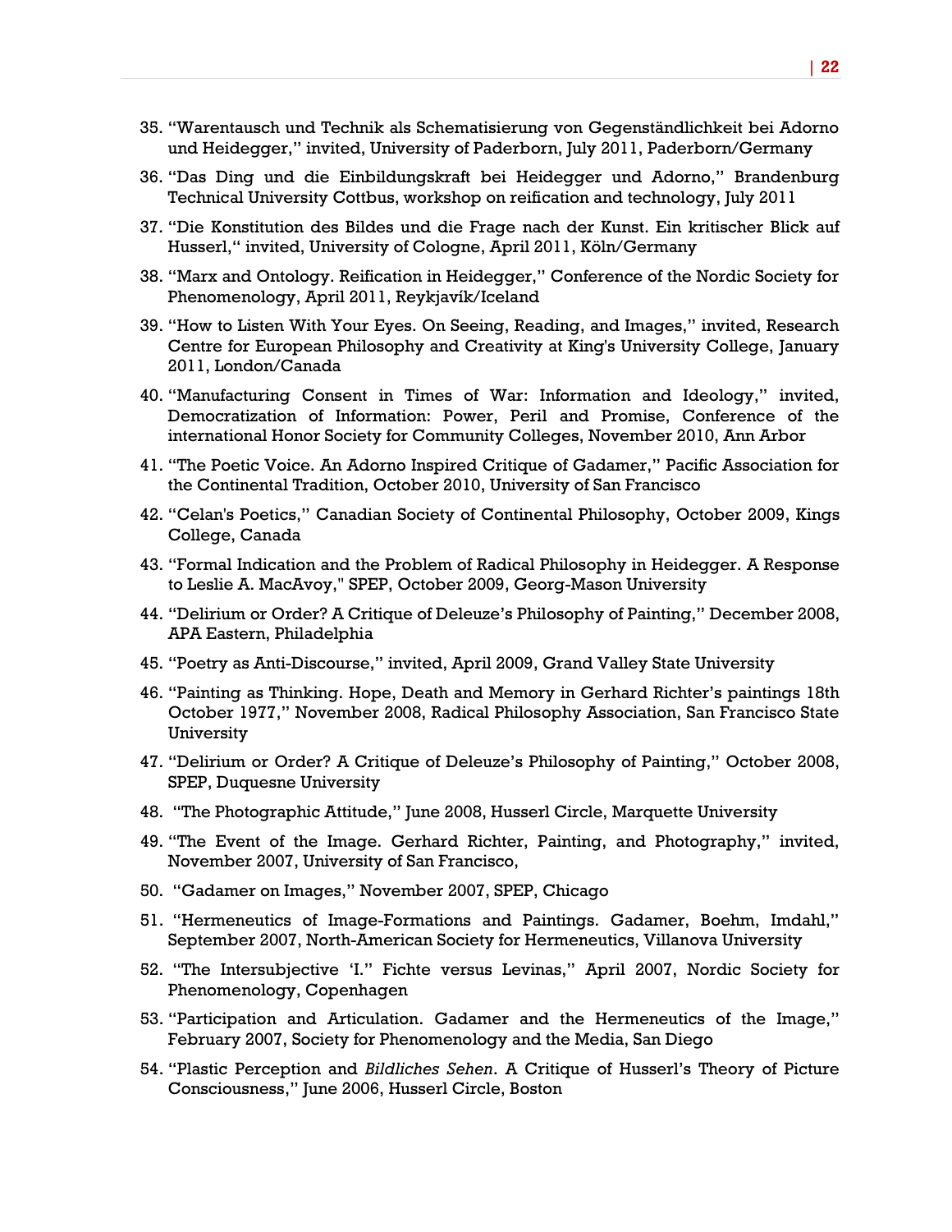35. "Warentausch und Technik als Schematisierung von Gegenständlichkeit bei Adorno und Heidegger," invited, University of Paderborn, July 2011, Paderborn/Germany
36. "Das Ding und die Einbildungskraft bei Heidegger und Adorno," Brandenburg Technical University Cottbus, workshop on reification and technology, July 2011
37. "Die Konstitution des Bildes und die Frage nach der Kunst. Ein kritischer Blick auf Husserl," invited, University of Cologne, April 2011, Köln/Germany
38. "Marx and Ontology. Reification in Heidegger," Conference of the Nordic Society for Phenomenology, April 2011, Reykjavík/Iceland
39. "How to Listen With Your Eyes. On Seeing, Reading, and Images," invited, Research Centre for European Philosophy and Creativity at King's University College, January 2011, London/Canada
40. "Manufacturing Consent in Times of War: Information and Ideology," invited, Democratization of Information: Power, Peril and Promise, Conference of the international Honor Society for Community Colleges, November 2010, Ann Arbor
41. "The Poetic Voice. An Adorno Inspired Critique of Gadamer," Pacific Association for the Continental Tradition, October 2010, University of San Francisco
42. "Celan's Poetics," Canadian Society of Continental Philosophy, October 2009, Kings College, Canada
43. "Formal Indication and the Problem of Radical Philosophy in Heidegger. A Response to Leslie A. MacAvoy," SPEP, October 2009, Georg-Mason University
44. "Delirium or Order? A Critique of Deleuze's Philosophy of Painting," December 2008, APA Eastern, Philadelphia
45. "Poetry as Anti-Discourse," invited, April 2009, Grand Valley State University
46. "Painting as Thinking. Hope, Death and Memory in Gerhard Richter's paintings 18th October 1977," November 2008, Radical Philosophy Association, San Francisco State University
47. "Delirium or Order? A Critique of Deleuze's Philosophy of Painting," October 2008, SPEP, Duquesne University
48. "The Photographic Attitude," June 2008, Husserl Circle, Marquette University
49. "The Event of the Image. Gerhard Richter, Painting, and Photography," invited, November 2007, University of San Francisco,
50. "Gadamer on Images," November 2007, SPEP, Chicago
51. "Hermeneutics of Image-Formations and Paintings. Gadamer, Boehm, Imdahl," September 2007, North-American Society for Hermeneutics, Villanova University
52. "The Intersubjective 'I.' Fichte versus Levinas," April 2007, Nordic Society for Phenomenology, Copenhagen
53. "Participation and Articulation. Gadamer and the Hermeneutics of the Image," February 2007, Society for Phenomenology and the Media, San Diego
54. "Plastic Perception and *Bildliches Sehen*. A Critique of Husserl's Theory of Picture Consciousness," June 2006, Husserl Circle, Boston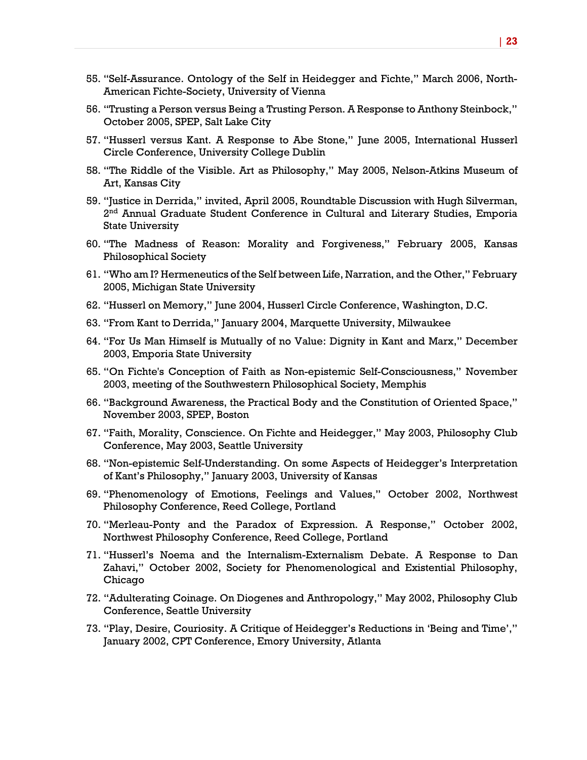55. "Self-Assurance. Ontology of the Self in Heidegger and Fichte," March 2006, North-American Fichte-Society, University of Vienna
56. "Trusting a Person versus Being a Trusting Person. A Response to Anthony Steinbock," October 2005, SPEP, Salt Lake City
57. "Husserl versus Kant. A Response to Abe Stone," June 2005, International Husserl Circle Conference, University College Dublin
58. "The Riddle of the Visible. Art as Philosophy," May 2005, Nelson-Atkins Museum of Art, Kansas City
59. "Justice in Derrida," invited, April 2005, Roundtable Discussion with Hugh Silverman, 2nd Annual Graduate Student Conference in Cultural and Literary Studies, Emporia State University
60. "The Madness of Reason: Morality and Forgiveness," February 2005, Kansas Philosophical Society
61. "Who am I? Hermeneutics of the Self between Life, Narration, and the Other," February 2005, Michigan State University
62. "Husserl on Memory," June 2004, Husserl Circle Conference, Washington, D.C.
63. "From Kant to Derrida," January 2004, Marquette University, Milwaukee
64. "For Us Man Himself is Mutually of no Value: Dignity in Kant and Marx," December 2003, Emporia State University
65. "On Fichte's Conception of Faith as Non-epistemic Self-Consciousness," November 2003, meeting of the Southwestern Philosophical Society, Memphis
66. "Background Awareness, the Practical Body and the Constitution of Oriented Space," November 2003, SPEP, Boston
67. "Faith, Morality, Conscience. On Fichte and Heidegger," May 2003, Philosophy Club Conference, May 2003, Seattle University
68. "Non-epistemic Self-Understanding. On some Aspects of Heidegger's Interpretation of Kant's Philosophy," January 2003, University of Kansas
69. "Phenomenology of Emotions, Feelings and Values," October 2002, Northwest Philosophy Conference, Reed College, Portland
70. "Merleau-Ponty and the Paradox of Expression. A Response," October 2002, Northwest Philosophy Conference, Reed College, Portland
71. "Husserl's Noema and the Internalism-Externalism Debate. A Response to Dan Zahavi," October 2002, Society for Phenomenological and Existential Philosophy, Chicago
72. "Adulterating Coinage. On Diogenes and Anthropology," May 2002, Philosophy Club Conference, Seattle University
73. "Play, Desire, Couriosity. A Critique of Heidegger's Reductions in 'Being and Time'," January 2002, CPT Conference, Emory University, Atlanta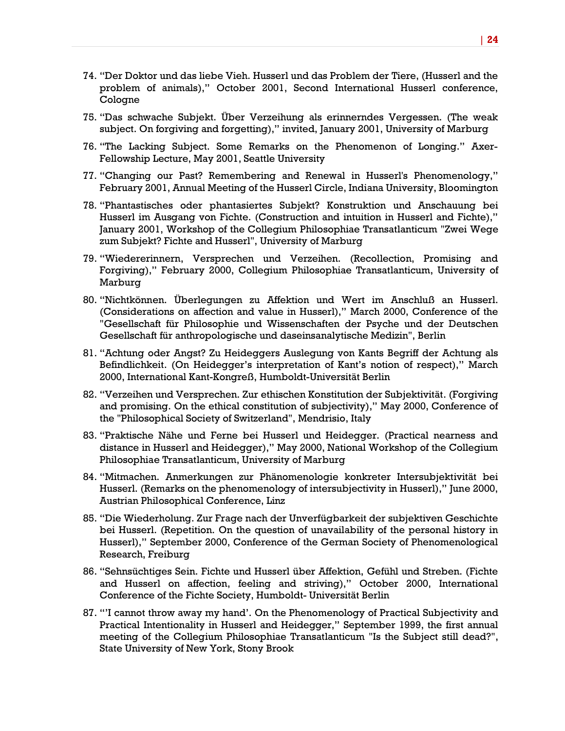74. "Der Doktor und das liebe Vieh. Husserl und das Problem der Tiere, (Husserl and the problem of animals)," October 2001, Second International Husserl conference, Cologne

75. "Das schwache Subjekt. Über Verzeihung als erinnerndes Vergessen. (The weak subject. On forgiving and forgetting)," invited, January 2001, University of Marburg

76. "The Lacking Subject. Some Remarks on the Phenomenon of Longing." Axer-Fellowship Lecture, May 2001, Seattle University

77. "Changing our Past? Remembering and Renewal in Husserl's Phenomenology," February 2001, Annual Meeting of the Husserl Circle, Indiana University, Bloomington

78. "Phantastisches oder phantasiertes Subjekt? Konstruktion und Anschauung bei Husserl im Ausgang von Fichte. (Construction and intuition in Husserl and Fichte)," January 2001, Workshop of the Collegium Philosophiae Transatlanticum "Zwei Wege zum Subjekt? Fichte and Husserl", University of Marburg

79. "Wiedererinnern, Versprechen und Verzeihen. (Recollection, Promising and Forgiving)," February 2000, Collegium Philosophiae Transatlanticum, University of Marburg

80. "Nichtkönnen. Überlegungen zu Affektion und Wert im Anschluß an Husserl. (Considerations on affection and value in Husserl)," March 2000, Conference of the "Gesellschaft für Philosophie und Wissenschaften der Psyche und der Deutschen Gesellschaft für anthropologische und daseinsanalytische Medizin", Berlin

81. "Achtung oder Angst? Zu Heideggers Auslegung von Kants Begriff der Achtung als Befindlichkeit. (On Heidegger's interpretation of Kant's notion of respect)," March 2000, International Kant-Kongreß, Humboldt-Universität Berlin

82. "Verzeihen und Versprechen. Zur ethischen Konstitution der Subjektivität. (Forgiving and promising. On the ethical constitution of subjectivity)," May 2000, Conference of the "Philosophical Society of Switzerland", Mendrisio, Italy

83. "Praktische Nähe und Ferne bei Husserl und Heidegger. (Practical nearness and distance in Husserl and Heidegger)," May 2000, National Workshop of the Collegium Philosophiae Transatlanticum, University of Marburg

84. "Mitmachen. Anmerkungen zur Phänomenologie konkreter Intersubjektivität bei Husserl. (Remarks on the phenomenology of intersubjectivity in Husserl)," June 2000, Austrian Philosophical Conference, Linz

85. "Die Wiederholung. Zur Frage nach der Unverfügbarkeit der subjektiven Geschichte bei Husserl. (Repetition. On the question of unavailability of the personal history in Husserl)," September 2000, Conference of the German Society of Phenomenological Research, Freiburg

86. "Sehnsüchtiges Sein. Fichte und Husserl über Affektion, Gefühl und Streben. (Fichte and Husserl on affection, feeling and striving)," October 2000, International Conference of the Fichte Society, Humboldt- Universität Berlin

87. "'I cannot throw away my hand'. On the Phenomenology of Practical Subjectivity and Practical Intentionality in Husserl and Heidegger," September 1999, the first annual meeting of the Collegium Philosophiae Transatlanticum "Is the Subject still dead?", State University of New York, Stony Brook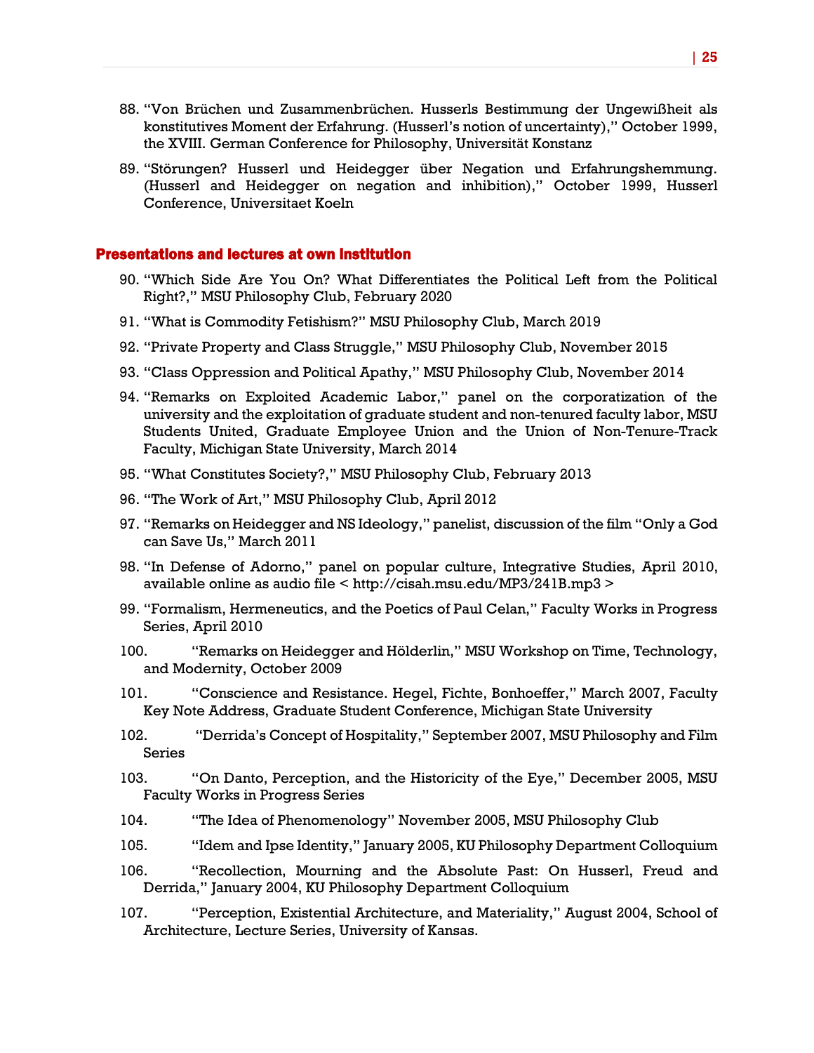88. "Von Brüchen und Zusammenbrüchen. Husserls Bestimmung der Ungewißheit als konstitutives Moment der Erfahrung. (Husserl's notion of uncertainty)," October 1999, the XVIII. German Conference for Philosophy, Universität Konstanz

89. "Störungen? Husserl und Heidegger über Negation und Erfahrungshemmung. (Husserl and Heidegger on negation and inhibition)," October 1999, Husserl Conference, Universitaet Koeln

## Presentations and lectures at own institution

90. "Which Side Are You On? What Differentiates the Political Left from the Political Right?," MSU Philosophy Club, February 2020

91. "What is Commodity Fetishism?" MSU Philosophy Club, March 2019

92. "Private Property and Class Struggle," MSU Philosophy Club, November 2015

93. "Class Oppression and Political Apathy," MSU Philosophy Club, November 2014

94. "Remarks on Exploited Academic Labor," panel on the corporatization of the university and the exploitation of graduate student and non-tenured faculty labor, MSU Students United, Graduate Employee Union and the Union of Non-Tenure-Track Faculty, Michigan State University, March 2014

95. "What Constitutes Society?," MSU Philosophy Club, February 2013

96. "The Work of Art," MSU Philosophy Club, April 2012

97. "Remarks on Heidegger and NS Ideology," panelist, discussion of the film "Only a God can Save Us," March 2011

98. "In Defense of Adorno," panel on popular culture, Integrative Studies, April 2010, available online as audio file < http://cisah.msu.edu/MP3/241B.mp3 >

99. "Formalism, Hermeneutics, and the Poetics of Paul Celan," Faculty Works in Progress Series, April 2010

100. "Remarks on Heidegger and Hölderlin," MSU Workshop on Time, Technology, and Modernity, October 2009

101. "Conscience and Resistance. Hegel, Fichte, Bonhoeffer," March 2007, Faculty Key Note Address, Graduate Student Conference, Michigan State University

102. "Derrida's Concept of Hospitality," September 2007, MSU Philosophy and Film Series

103. "On Danto, Perception, and the Historicity of the Eye," December 2005, MSU Faculty Works in Progress Series

104. "The Idea of Phenomenology" November 2005, MSU Philosophy Club

105. "Idem and Ipse Identity," January 2005, KU Philosophy Department Colloquium

106. "Recollection, Mourning and the Absolute Past: On Husserl, Freud and Derrida," January 2004, KU Philosophy Department Colloquium

107. "Perception, Existential Architecture, and Materiality," August 2004, School of Architecture, Lecture Series, University of Kansas.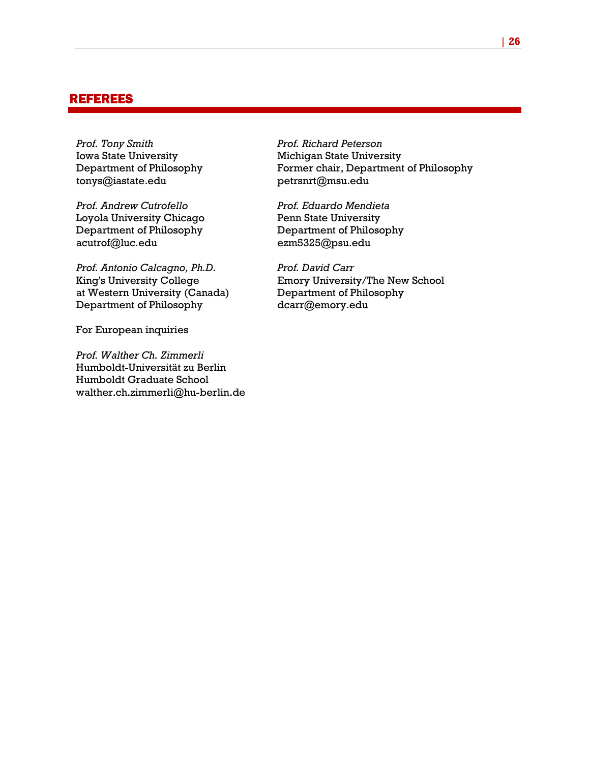## REFEREES

*Prof. Tony Smith*
Iowa State University
Department of Philosophy
tonys@iastate.edu

*Prof. Andrew Cutrofello*
Loyola University Chicago
Department of Philosophy
acutrof@luc.edu

*Prof. Antonio Calcagno, Ph.D.*
King's University College
at Western University (Canada)
Department of Philosophy

For European inquiries

*Prof. Walther Ch. Zimmerli*
Humboldt-Universität zu Berlin
Humboldt Graduate School
walther.ch.zimmerli@hu-berlin.de

*Prof. Richard Peterson*
Michigan State University
Former chair, Department of Philosophy
petrsnrt@msu.edu

*Prof. Eduardo Mendieta*
Penn State University
Department of Philosophy
ezm5325@psu.edu

*Prof. David Carr*
Emory University/The New School
Department of Philosophy
dcarr@emory.edu